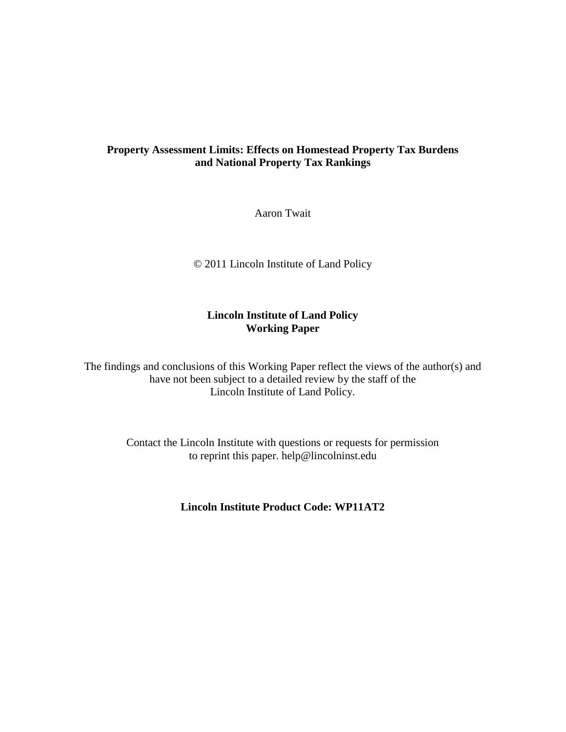# Property Assessment Limits: Effects on Homestead Property Tax Burdens and National Property Tax Rankings

Aaron Twait

© 2011 Lincoln Institute of Land Policy

**Lincoln Institute of Land Policy**
**Working Paper**

The findings and conclusions of this Working Paper reflect the views of the author(s) and have not been subject to a detailed review by the staff of the Lincoln Institute of Land Policy.

Contact the Lincoln Institute with questions or requests for permission to reprint this paper. help@lincolninst.edu

**Lincoln Institute Product Code: WP11AT2**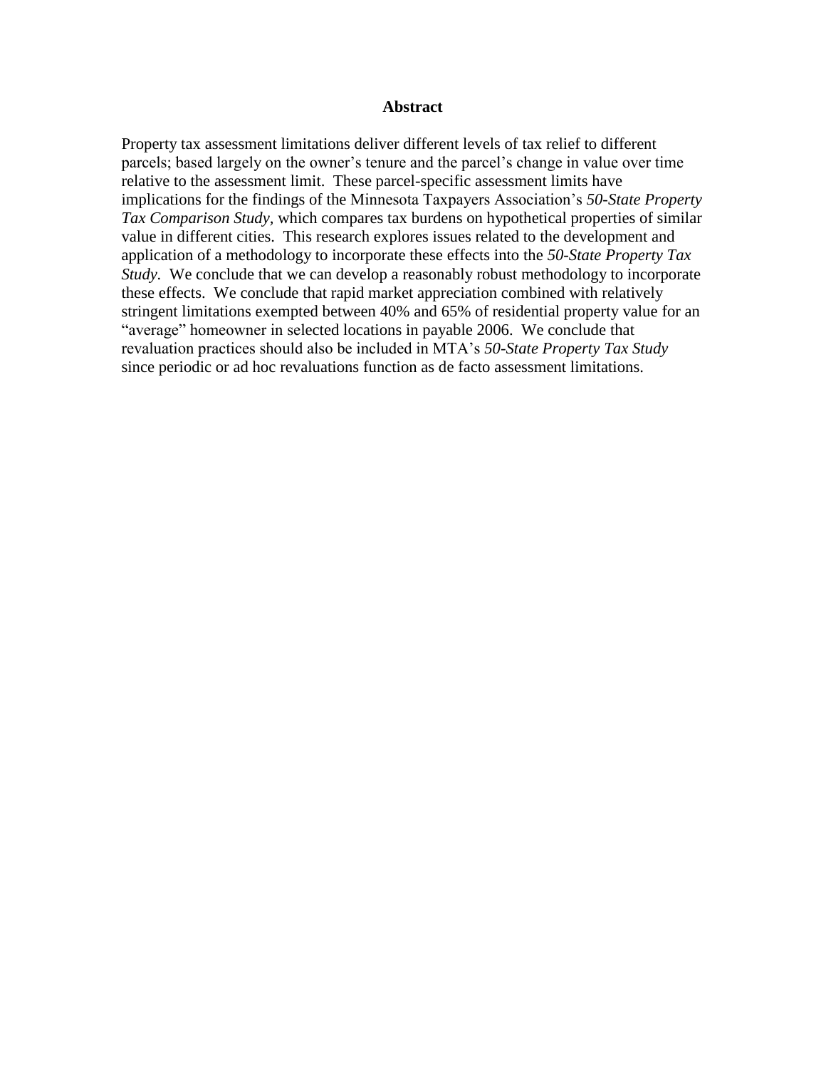## Abstract

Property tax assessment limitations deliver different levels of tax relief to different parcels; based largely on the owner's tenure and the parcel's change in value over time relative to the assessment limit. These parcel-specific assessment limits have implications for the findings of the Minnesota Taxpayers Association's *50-State Property Tax Comparison Study,* which compares tax burdens on hypothetical properties of similar value in different cities. This research explores issues related to the development and application of a methodology to incorporate these effects into the *50-State Property Tax Study*. We conclude that we can develop a reasonably robust methodology to incorporate these effects. We conclude that rapid market appreciation combined with relatively stringent limitations exempted between 40% and 65% of residential property value for an "average" homeowner in selected locations in payable 2006. We conclude that revaluation practices should also be included in MTA's *50-State Property Tax Study* since periodic or ad hoc revaluations function as de facto assessment limitations.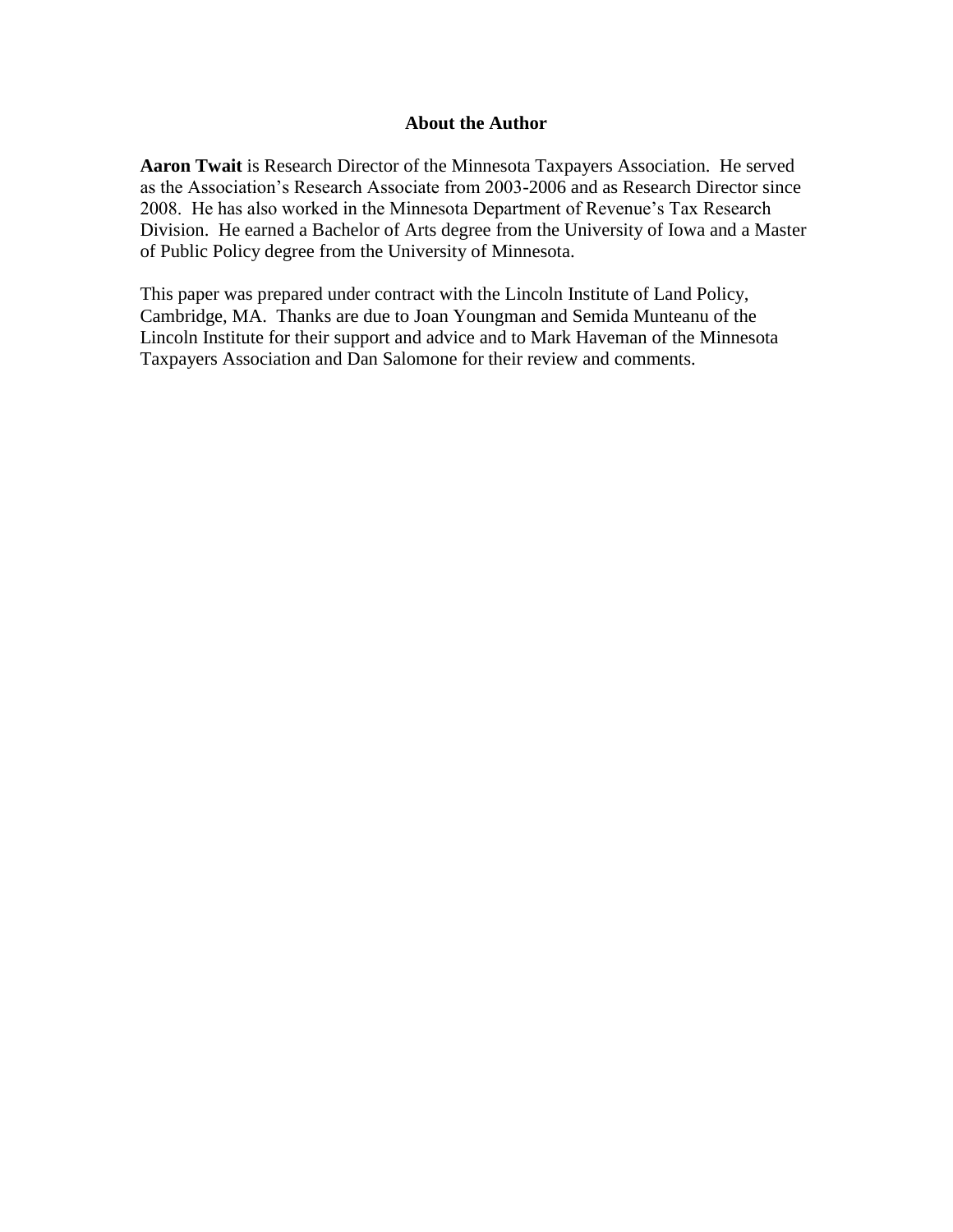## About the Author

**Aaron Twait** is Research Director of the Minnesota Taxpayers Association. He served as the Association's Research Associate from 2003-2006 and as Research Director since 2008. He has also worked in the Minnesota Department of Revenue's Tax Research Division. He earned a Bachelor of Arts degree from the University of Iowa and a Master of Public Policy degree from the University of Minnesota.

This paper was prepared under contract with the Lincoln Institute of Land Policy, Cambridge, MA. Thanks are due to Joan Youngman and Semida Munteanu of the Lincoln Institute for their support and advice and to Mark Haveman of the Minnesota Taxpayers Association and Dan Salomone for their review and comments.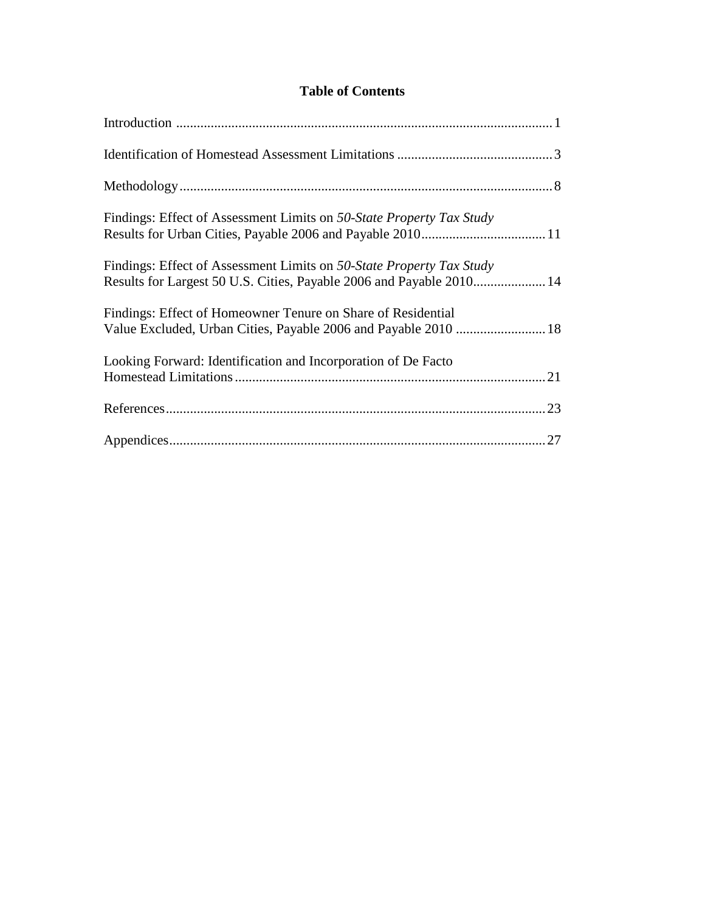# Table of Contents

Introduction ........................................................................................................... 1

Identification of Homestead Assessment Limitations ............................................ 3

Methodology .......................................................................................................... 8

Findings: Effect of Assessment Limits on *50-State Property Tax Study* Results for Urban Cities, Payable 2006 and Payable 2010 .................................... 11

Findings: Effect of Assessment Limits on *50-State Property Tax Study* Results for Largest 50 U.S. Cities, Payable 2006 and Payable 2010 ..................... 14

Findings: Effect of Homeowner Tenure on Share of Residential Value Excluded, Urban Cities, Payable 2006 and Payable 2010 .......................... 18

Looking Forward: Identification and Incorporation of De Facto Homestead Limitations ......................................................................................... 21

References ............................................................................................................ 23

Appendices ........................................................................................................... 27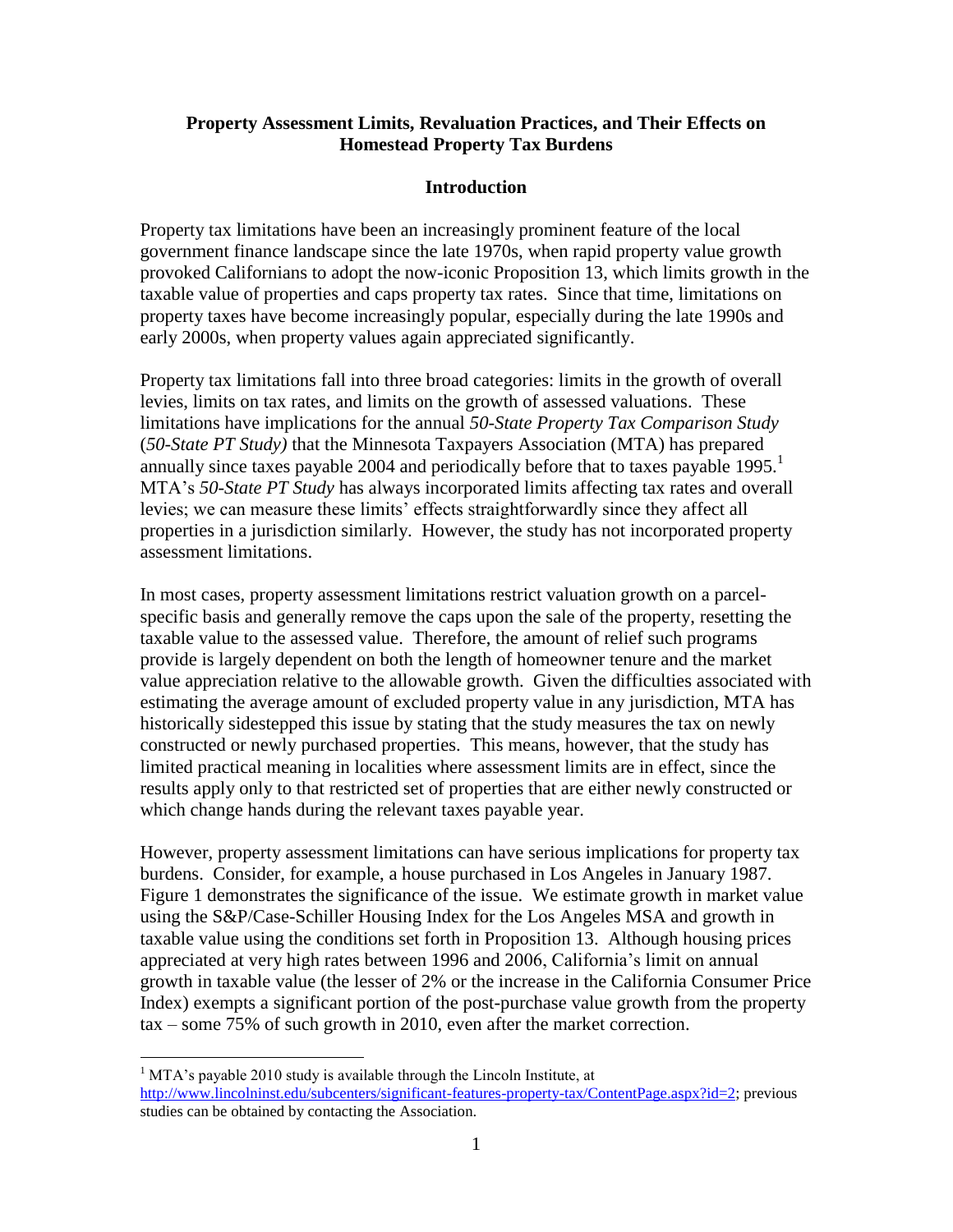**Property Assessment Limits, Revaluation Practices, and Their Effects on Homestead Property Tax Burdens**

**Introduction**

Property tax limitations have been an increasingly prominent feature of the local government finance landscape since the late 1970s, when rapid property value growth provoked Californians to adopt the now-iconic Proposition 13, which limits growth in the taxable value of properties and caps property tax rates. Since that time, limitations on property taxes have become increasingly popular, especially during the late 1990s and early 2000s, when property values again appreciated significantly.

Property tax limitations fall into three broad categories: limits in the growth of overall levies, limits on tax rates, and limits on the growth of assessed valuations. These limitations have implications for the annual *50-State Property Tax Comparison Study* (*50-State PT Study)* that the Minnesota Taxpayers Association (MTA) has prepared annually since taxes payable 2004 and periodically before that to taxes payable 1995.[1] MTA's *50-State PT Study* has always incorporated limits affecting tax rates and overall levies; we can measure these limits' effects straightforwardly since they affect all properties in a jurisdiction similarly. However, the study has not incorporated property assessment limitations.

In most cases, property assessment limitations restrict valuation growth on a parcel-specific basis and generally remove the caps upon the sale of the property, resetting the taxable value to the assessed value. Therefore, the amount of relief such programs provide is largely dependent on both the length of homeowner tenure and the market value appreciation relative to the allowable growth. Given the difficulties associated with estimating the average amount of excluded property value in any jurisdiction, MTA has historically sidestepped this issue by stating that the study measures the tax on newly constructed or newly purchased properties. This means, however, that the study has limited practical meaning in localities where assessment limits are in effect, since the results apply only to that restricted set of properties that are either newly constructed or which change hands during the relevant taxes payable year.

However, property assessment limitations can have serious implications for property tax burdens. Consider, for example, a house purchased in Los Angeles in January 1987. Figure 1 demonstrates the significance of the issue. We estimate growth in market value using the S&P/Case-Schiller Housing Index for the Los Angeles MSA and growth in taxable value using the conditions set forth in Proposition 13. Although housing prices appreciated at very high rates between 1996 and 2006, California's limit on annual growth in taxable value (the lesser of 2% or the increase in the California Consumer Price Index) exempts a significant portion of the post-purchase value growth from the property tax – some 75% of such growth in 2010, even after the market correction.

---

[1] MTA's payable 2010 study is available through the Lincoln Institute, at http://www.lincolninst.edu/subcenters/significant-features-property-tax/ContentPage.aspx?id=2; previous studies can be obtained by contacting the Association.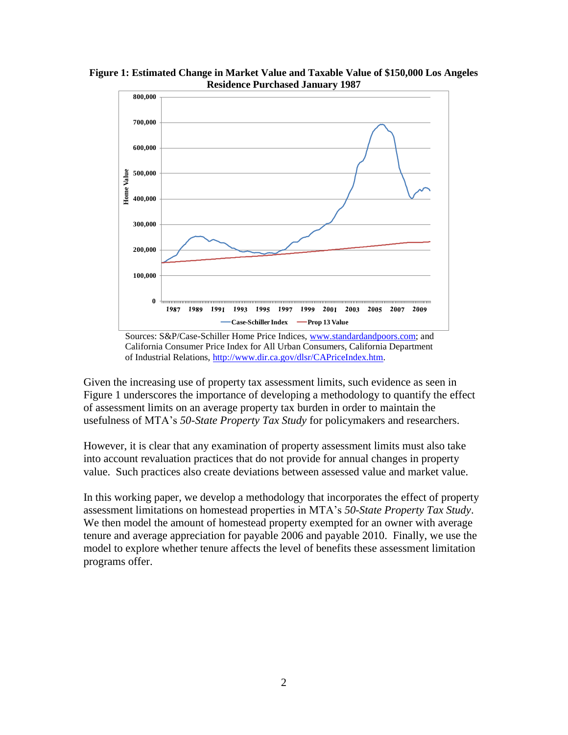**Figure 1: Estimated Change in Market Value and Taxable Value of $150,000 Los Angeles Residence Purchased January 1987**

Sources: S&P/Case-Schiller Home Price Indices, www.standardandpoors.com; and California Consumer Price Index for All Urban Consumers, California Department of Industrial Relations, http://www.dir.ca.gov/dlsr/CAPriceIndex.htm.

Given the increasing use of property tax assessment limits, such evidence as seen in Figure 1 underscores the importance of developing a methodology to quantify the effect of assessment limits on an average property tax burden in order to maintain the usefulness of MTA's *50-State Property Tax Study* for policymakers and researchers.

However, it is clear that any examination of property assessment limits must also take into account revaluation practices that do not provide for annual changes in property value. Such practices also create deviations between assessed value and market value.

In this working paper, we develop a methodology that incorporates the effect of property assessment limitations on homestead properties in MTA's *50-State Property Tax Study*. We then model the amount of homestead property exempted for an owner with average tenure and average appreciation for payable 2006 and payable 2010. Finally, we use the model to explore whether tenure affects the level of benefits these assessment limitation programs offer.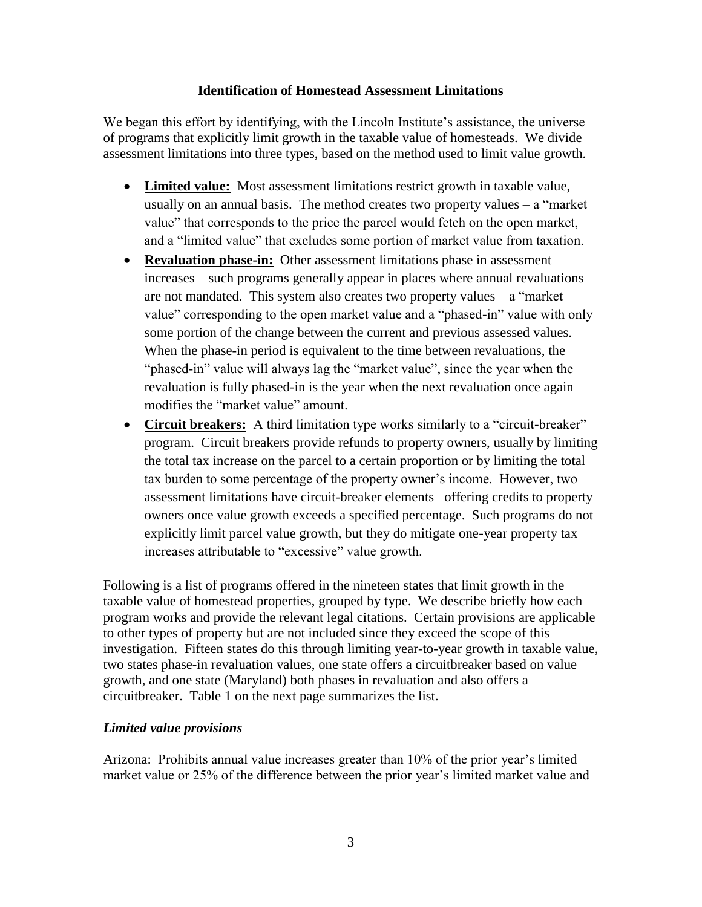## Identification of Homestead Assessment Limitations

We began this effort by identifying, with the Lincoln Institute's assistance, the universe of programs that explicitly limit growth in the taxable value of homesteads. We divide assessment limitations into three types, based on the method used to limit value growth.

- **Limited value:** Most assessment limitations restrict growth in taxable value, usually on an annual basis. The method creates two property values – a "market value" that corresponds to the price the parcel would fetch on the open market, and a "limited value" that excludes some portion of market value from taxation.
- **Revaluation phase-in:** Other assessment limitations phase in assessment increases – such programs generally appear in places where annual revaluations are not mandated. This system also creates two property values – a "market value" corresponding to the open market value and a "phased-in" value with only some portion of the change between the current and previous assessed values. When the phase-in period is equivalent to the time between revaluations, the "phased-in" value will always lag the "market value", since the year when the revaluation is fully phased-in is the year when the next revaluation once again modifies the "market value" amount.
- **Circuit breakers:** A third limitation type works similarly to a "circuit-breaker" program. Circuit breakers provide refunds to property owners, usually by limiting the total tax increase on the parcel to a certain proportion or by limiting the total tax burden to some percentage of the property owner's income. However, two assessment limitations have circuit-breaker elements –offering credits to property owners once value growth exceeds a specified percentage. Such programs do not explicitly limit parcel value growth, but they do mitigate one-year property tax increases attributable to "excessive" value growth.

Following is a list of programs offered in the nineteen states that limit growth in the taxable value of homestead properties, grouped by type. We describe briefly how each program works and provide the relevant legal citations. Certain provisions are applicable to other types of property but are not included since they exceed the scope of this investigation. Fifteen states do this through limiting year-to-year growth in taxable value, two states phase-in revaluation values, one state offers a circuitbreaker based on value growth, and one state (Maryland) both phases in revaluation and also offers a circuitbreaker. Table 1 on the next page summarizes the list.

### *Limited value provisions*

Arizona: Prohibits annual value increases greater than 10% of the prior year's limited market value or 25% of the difference between the prior year's limited market value and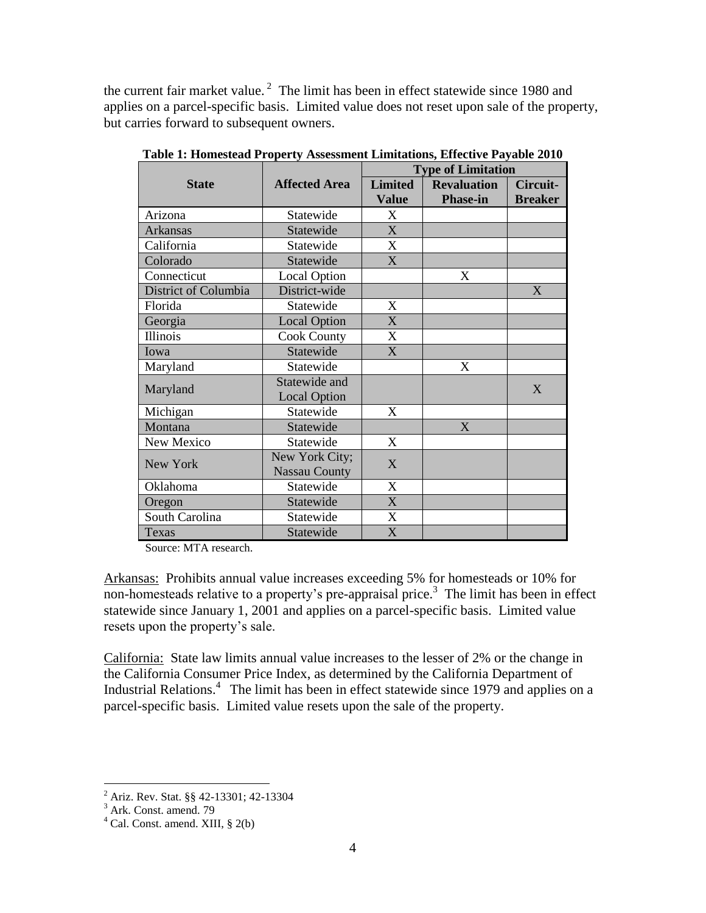the current fair market value.[2] The limit has been in effect statewide since 1980 and applies on a parcel-specific basis. Limited value does not reset upon sale of the property, but carries forward to subsequent owners.

**Table 1: Homestead Property Assessment Limitations, Effective Payable 2010**

| State | Affected Area | Type of Limitation | | |
|---|---|---|---|---|
| | | Limited Value | Revaluation Phase-in | Circuit-Breaker |
| Arizona | Statewide | X | | |
| Arkansas | Statewide | X | | |
| California | Statewide | X | | |
| Colorado | Statewide | X | | |
| Connecticut | Local Option | | X | |
| District of Columbia | District-wide | | | X |
| Florida | Statewide | X | | |
| Georgia | Local Option | X | | |
| Illinois | Cook County | X | | |
| Iowa | Statewide | X | | |
| Maryland | Statewide | | X | |
| Maryland | Statewide and Local Option | | | X |
| Michigan | Statewide | X | | |
| Montana | Statewide | | X | |
| New Mexico | Statewide | X | | |
| New York | New York City; Nassau County | X | | |
| Oklahoma | Statewide | X | | |
| Oregon | Statewide | X | | |
| South Carolina | Statewide | X | | |
| Texas | Statewide | X | | |

Source: MTA research.

Arkansas: Prohibits annual value increases exceeding 5% for homesteads or 10% for non-homesteads relative to a property's pre-appraisal price.[3] The limit has been in effect statewide since January 1, 2001 and applies on a parcel-specific basis. Limited value resets upon the property's sale.

California: State law limits annual value increases to the lesser of 2% or the change in the California Consumer Price Index, as determined by the California Department of Industrial Relations.[4] The limit has been in effect statewide since 1979 and applies on a parcel-specific basis. Limited value resets upon the sale of the property.

---

[2] Ariz. Rev. Stat. §§ 42-13301; 42-13304

[3] Ark. Const. amend. 79

[4] Cal. Const. amend. XIII, § 2(b)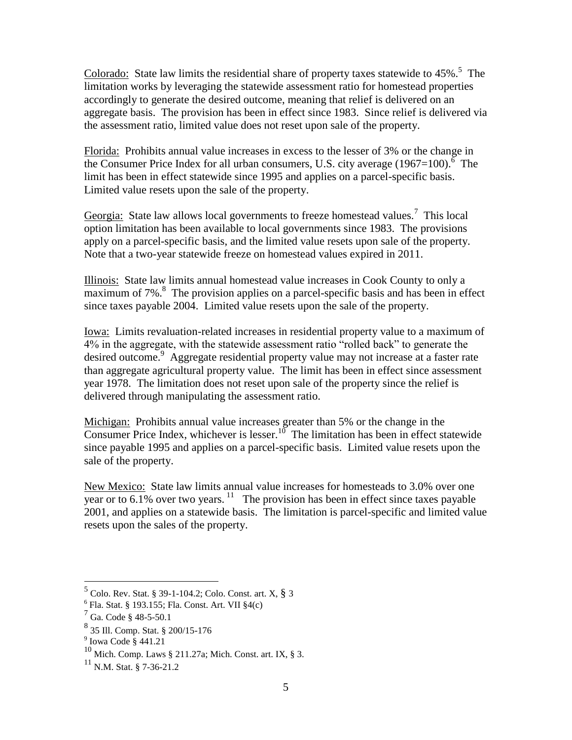Colorado: State law limits the residential share of property taxes statewide to 45%.[5] The limitation works by leveraging the statewide assessment ratio for homestead properties accordingly to generate the desired outcome, meaning that relief is delivered on an aggregate basis. The provision has been in effect since 1983. Since relief is delivered via the assessment ratio, limited value does not reset upon sale of the property.

Florida: Prohibits annual value increases in excess to the lesser of 3% or the change in the Consumer Price Index for all urban consumers, U.S. city average (1967=100).[6] The limit has been in effect statewide since 1995 and applies on a parcel-specific basis. Limited value resets upon the sale of the property.

Georgia: State law allows local governments to freeze homestead values.[7] This local option limitation has been available to local governments since 1983. The provisions apply on a parcel-specific basis, and the limited value resets upon sale of the property. Note that a two-year statewide freeze on homestead values expired in 2011.

Illinois: State law limits annual homestead value increases in Cook County to only a maximum of 7%.[8] The provision applies on a parcel-specific basis and has been in effect since taxes payable 2004. Limited value resets upon the sale of the property.

Iowa: Limits revaluation-related increases in residential property value to a maximum of 4% in the aggregate, with the statewide assessment ratio "rolled back" to generate the desired outcome.[9] Aggregate residential property value may not increase at a faster rate than aggregate agricultural property value. The limit has been in effect since assessment year 1978. The limitation does not reset upon sale of the property since the relief is delivered through manipulating the assessment ratio.

Michigan: Prohibits annual value increases greater than 5% or the change in the Consumer Price Index, whichever is lesser.[10] The limitation has been in effect statewide since payable 1995 and applies on a parcel-specific basis. Limited value resets upon the sale of the property.

New Mexico: State law limits annual value increases for homesteads to 3.0% over one year or to 6.1% over two years.[11] The provision has been in effect since taxes payable 2001, and applies on a statewide basis. The limitation is parcel-specific and limited value resets upon the sales of the property.

---

[5] Colo. Rev. Stat. § 39-1-104.2; Colo. Const. art. X, § 3

[6] Fla. Stat. § 193.155; Fla. Const. Art. VII §4(c)

[7] Ga. Code § 48-5-50.1

[8] 35 Ill. Comp. Stat. § 200/15-176

[9] Iowa Code § 441.21

[10] Mich. Comp. Laws § 211.27a; Mich. Const. art. IX, § 3.

[11] N.M. Stat. § 7-36-21.2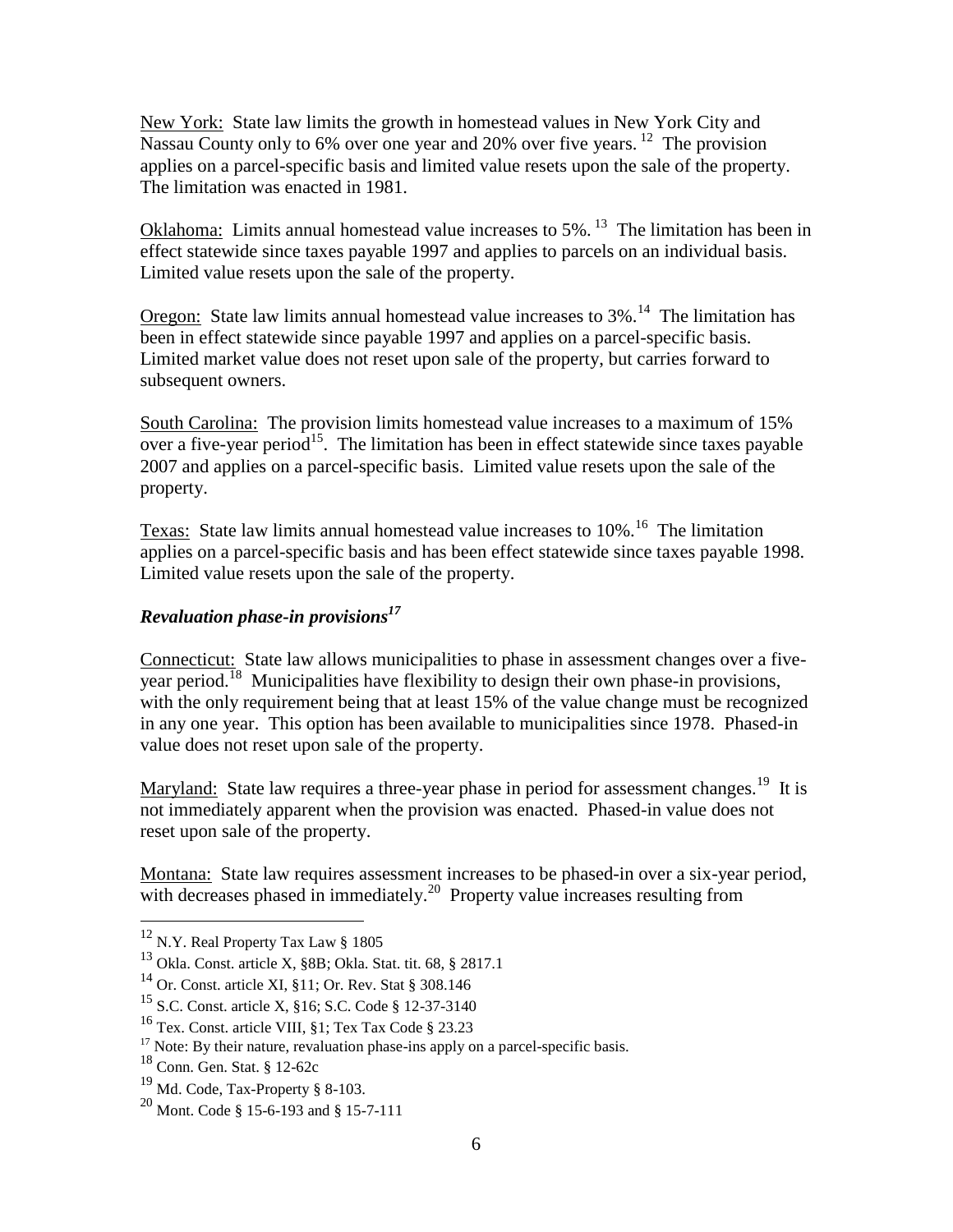New York: State law limits the growth in homestead values in New York City and Nassau County only to 6% over one year and 20% over five years. [12] The provision applies on a parcel-specific basis and limited value resets upon the sale of the property. The limitation was enacted in 1981.

Oklahoma: Limits annual homestead value increases to 5%. [13] The limitation has been in effect statewide since taxes payable 1997 and applies to parcels on an individual basis. Limited value resets upon the sale of the property.

Oregon: State law limits annual homestead value increases to 3%.[14] The limitation has been in effect statewide since payable 1997 and applies on a parcel-specific basis. Limited market value does not reset upon sale of the property, but carries forward to subsequent owners.

South Carolina: The provision limits homestead value increases to a maximum of 15% over a five-year period[15]. The limitation has been in effect statewide since taxes payable 2007 and applies on a parcel-specific basis. Limited value resets upon the sale of the property.

Texas: State law limits annual homestead value increases to 10%.[16] The limitation applies on a parcel-specific basis and has been effect statewide since taxes payable 1998. Limited value resets upon the sale of the property.

### *Revaluation phase-in provisions*[17]

Connecticut: State law allows municipalities to phase in assessment changes over a five-year period.[18] Municipalities have flexibility to design their own phase-in provisions, with the only requirement being that at least 15% of the value change must be recognized in any one year. This option has been available to municipalities since 1978. Phased-in value does not reset upon sale of the property.

Maryland: State law requires a three-year phase in period for assessment changes.[19] It is not immediately apparent when the provision was enacted. Phased-in value does not reset upon sale of the property.

Montana: State law requires assessment increases to be phased-in over a six-year period, with decreases phased in immediately.[20] Property value increases resulting from

---

[12] N.Y. Real Property Tax Law § 1805

[13] Okla. Const. article X, §8B; Okla. Stat. tit. 68, § 2817.1

[14] Or. Const. article XI, §11; Or. Rev. Stat § 308.146

[15] S.C. Const. article X, §16; S.C. Code § 12-37-3140

[16] Tex. Const. article VIII, §1; Tex Tax Code § 23.23

[17] Note: By their nature, revaluation phase-ins apply on a parcel-specific basis.

[18] Conn. Gen. Stat. § 12-62c

[19] Md. Code, Tax-Property § 8-103.

[20] Mont. Code § 15-6-193 and § 15-7-111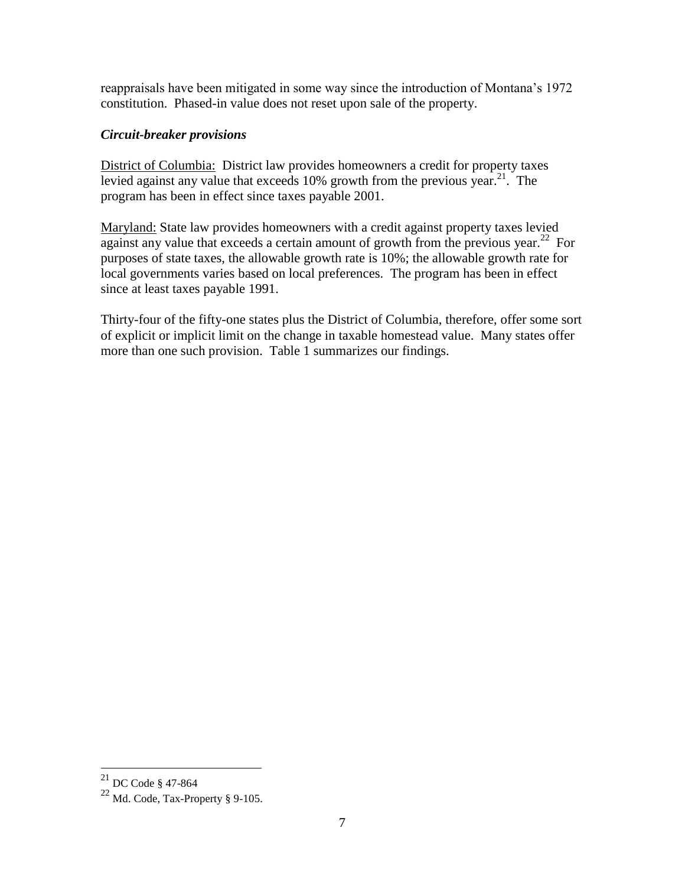reappraisals have been mitigated in some way since the introduction of Montana's 1972 constitution. Phased-in value does not reset upon sale of the property.

### *Circuit-breaker provisions*

District of Columbia: District law provides homeowners a credit for property taxes levied against any value that exceeds 10% growth from the previous year.[21]. The program has been in effect since taxes payable 2001.

Maryland: State law provides homeowners with a credit against property taxes levied against any value that exceeds a certain amount of growth from the previous year.[22] For purposes of state taxes, the allowable growth rate is 10%; the allowable growth rate for local governments varies based on local preferences. The program has been in effect since at least taxes payable 1991.

Thirty-four of the fifty-one states plus the District of Columbia, therefore, offer some sort of explicit or implicit limit on the change in taxable homestead value. Many states offer more than one such provision. Table 1 summarizes our findings.

---

[21] DC Code § 47-864

[22] Md. Code, Tax-Property § 9-105.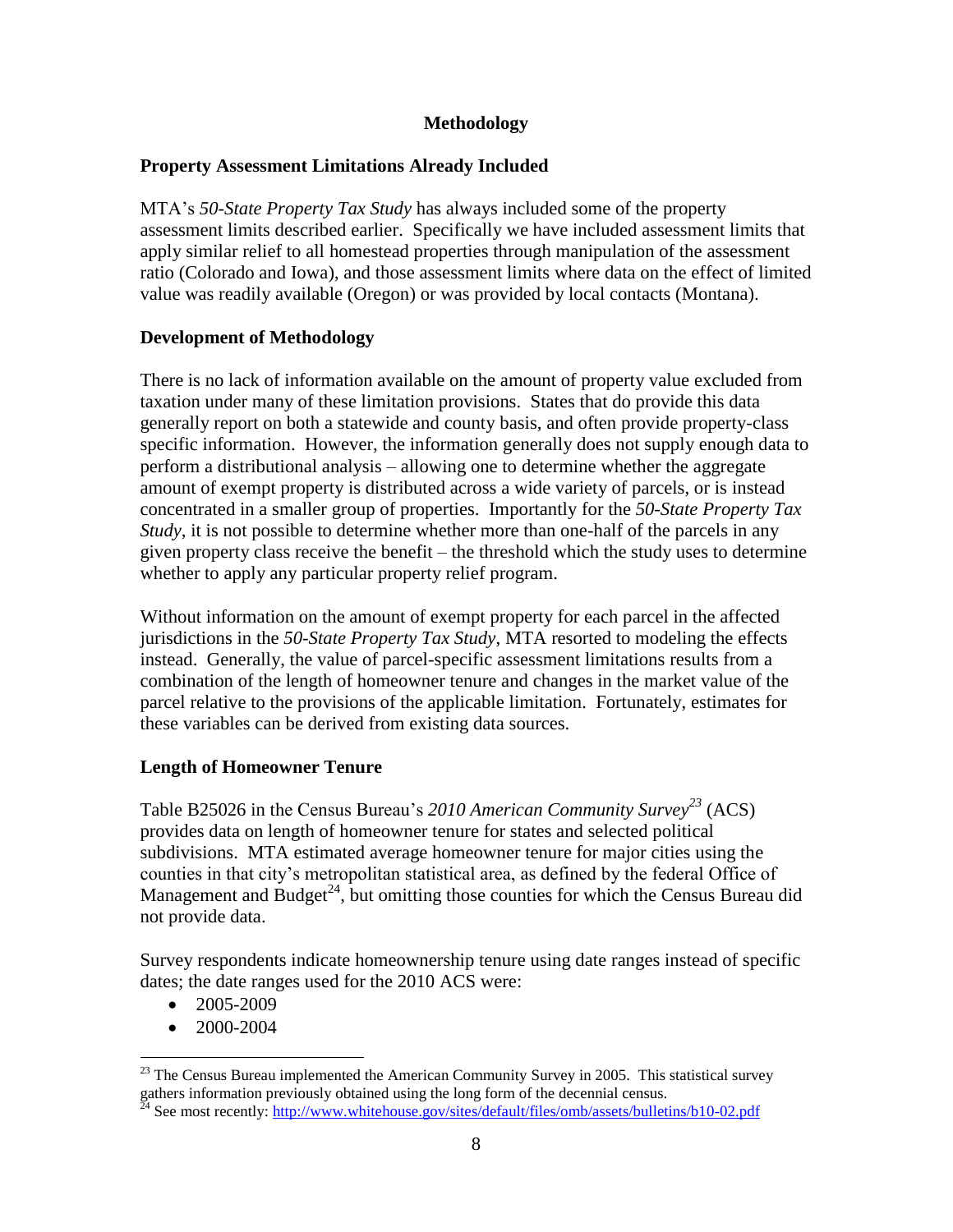# Methodology

## Property Assessment Limitations Already Included

MTA's *50-State Property Tax Study* has always included some of the property assessment limits described earlier. Specifically we have included assessment limits that apply similar relief to all homestead properties through manipulation of the assessment ratio (Colorado and Iowa), and those assessment limits where data on the effect of limited value was readily available (Oregon) or was provided by local contacts (Montana).

## Development of Methodology

There is no lack of information available on the amount of property value excluded from taxation under many of these limitation provisions. States that do provide this data generally report on both a statewide and county basis, and often provide property-class specific information. However, the information generally does not supply enough data to perform a distributional analysis – allowing one to determine whether the aggregate amount of exempt property is distributed across a wide variety of parcels, or is instead concentrated in a smaller group of properties. Importantly for the *50-State Property Tax Study*, it is not possible to determine whether more than one-half of the parcels in any given property class receive the benefit – the threshold which the study uses to determine whether to apply any particular property relief program.

Without information on the amount of exempt property for each parcel in the affected jurisdictions in the *50-State Property Tax Study*, MTA resorted to modeling the effects instead. Generally, the value of parcel-specific assessment limitations results from a combination of the length of homeowner tenure and changes in the market value of the parcel relative to the provisions of the applicable limitation. Fortunately, estimates for these variables can be derived from existing data sources.

## Length of Homeowner Tenure

Table B25026 in the Census Bureau's *2010 American Community Survey*[23] (ACS) provides data on length of homeowner tenure for states and selected political subdivisions. MTA estimated average homeowner tenure for major cities using the counties in that city's metropolitan statistical area, as defined by the federal Office of Management and Budget[24], but omitting those counties for which the Census Bureau did not provide data.

Survey respondents indicate homeownership tenure using date ranges instead of specific dates; the date ranges used for the 2010 ACS were:

- 2005-2009
- 2000-2004

[23] The Census Bureau implemented the American Community Survey in 2005. This statistical survey gathers information previously obtained using the long form of the decennial census.

[24] See most recently: http://www.whitehouse.gov/sites/default/files/omb/assets/bulletins/b10-02.pdf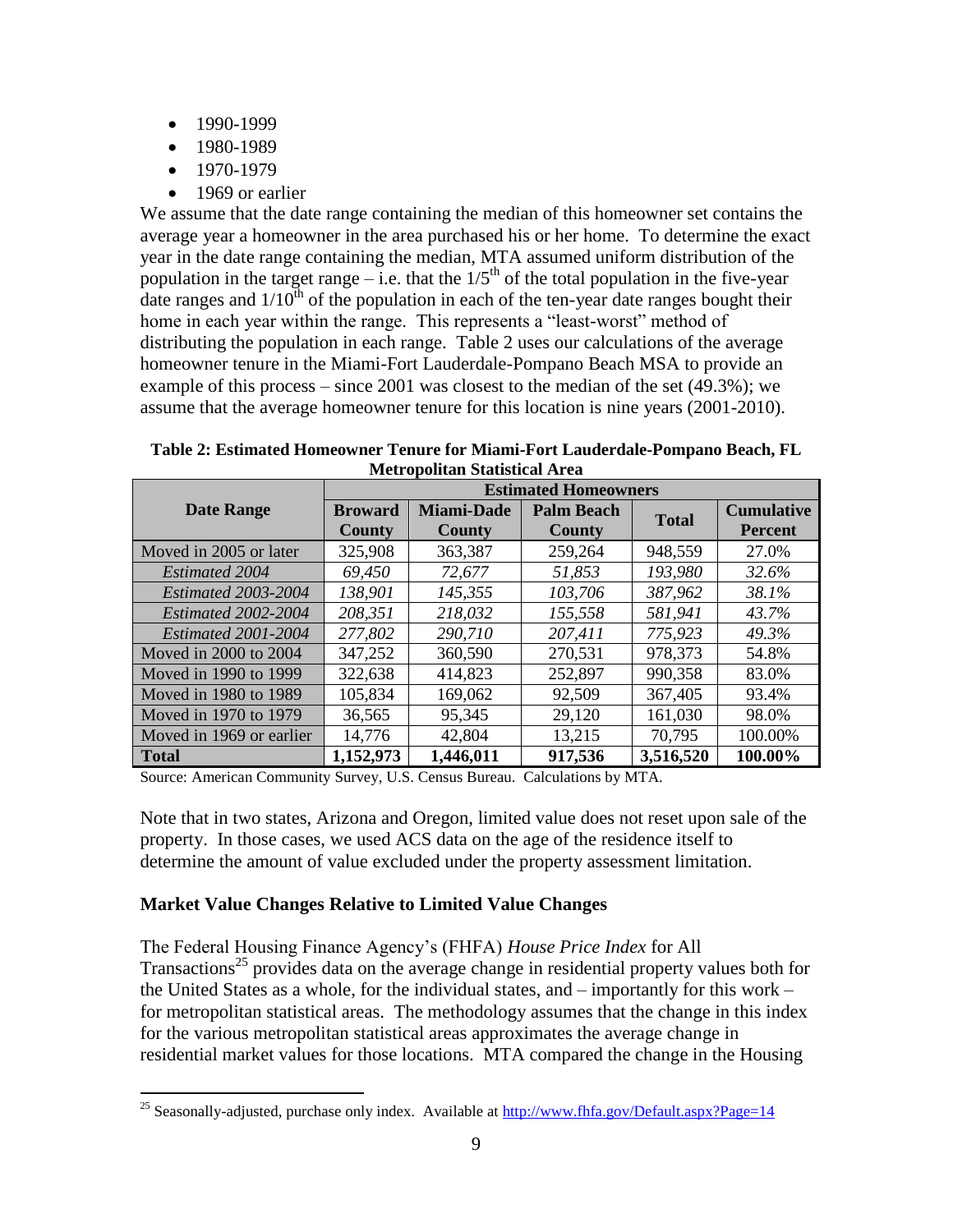- 1990-1999
- 1980-1989
- 1970-1979
- 1969 or earlier

We assume that the date range containing the median of this homeowner set contains the average year a homeowner in the area purchased his or her home. To determine the exact year in the date range containing the median, MTA assumed uniform distribution of the population in the target range – i.e. that the 1/5th of the total population in the five-year date ranges and 1/10th of the population in each of the ten-year date ranges bought their home in each year within the range. This represents a "least-worst" method of distributing the population in each range. Table 2 uses our calculations of the average homeowner tenure in the Miami-Fort Lauderdale-Pompano Beach MSA to provide an example of this process – since 2001 was closest to the median of the set (49.3%); we assume that the average homeowner tenure for this location is nine years (2001-2010).

**Table 2: Estimated Homeowner Tenure for Miami-Fort Lauderdale-Pompano Beach, FL Metropolitan Statistical Area**

| Date Range | Estimated Homeowners | | | | |
|---|---|---|---|---|---|
| | **Broward County** | **Miami-Dade County** | **Palm Beach County** | **Total** | **Cumulative Percent** |
| Moved in 2005 or later | 325,908 | 363,387 | 259,264 | 948,559 | 27.0% |
| *Estimated 2004* | *69,450* | *72,677* | *51,853* | *193,980* | *32.6%* |
| *Estimated 2003-2004* | *138,901* | *145,355* | *103,706* | *387,962* | *38.1%* |
| *Estimated 2002-2004* | *208,351* | *218,032* | *155,558* | *581,941* | *43.7%* |
| *Estimated 2001-2004* | *277,802* | *290,710* | *207,411* | *775,923* | *49.3%* |
| Moved in 2000 to 2004 | 347,252 | 360,590 | 270,531 | 978,373 | 54.8% |
| Moved in 1990 to 1999 | 322,638 | 414,823 | 252,897 | 990,358 | 83.0% |
| Moved in 1980 to 1989 | 105,834 | 169,062 | 92,509 | 367,405 | 93.4% |
| Moved in 1970 to 1979 | 36,565 | 95,345 | 29,120 | 161,030 | 98.0% |
| Moved in 1969 or earlier | 14,776 | 42,804 | 13,215 | 70,795 | 100.00% |
| **Total** | **1,152,973** | **1,446,011** | **917,536** | **3,516,520** | **100.00%** |

Source: American Community Survey, U.S. Census Bureau. Calculations by MTA.

Note that in two states, Arizona and Oregon, limited value does not reset upon sale of the property. In those cases, we used ACS data on the age of the residence itself to determine the amount of value excluded under the property assessment limitation.

### Market Value Changes Relative to Limited Value Changes

The Federal Housing Finance Agency's (FHFA) *House Price Index* for All Transactions[25] provides data on the average change in residential property values both for the United States as a whole, for the individual states, and – importantly for this work – for metropolitan statistical areas. The methodology assumes that the change in this index for the various metropolitan statistical areas approximates the average change in residential market values for those locations. MTA compared the change in the Housing

[25] Seasonally-adjusted, purchase only index. Available at http://www.fhfa.gov/Default.aspx?Page=14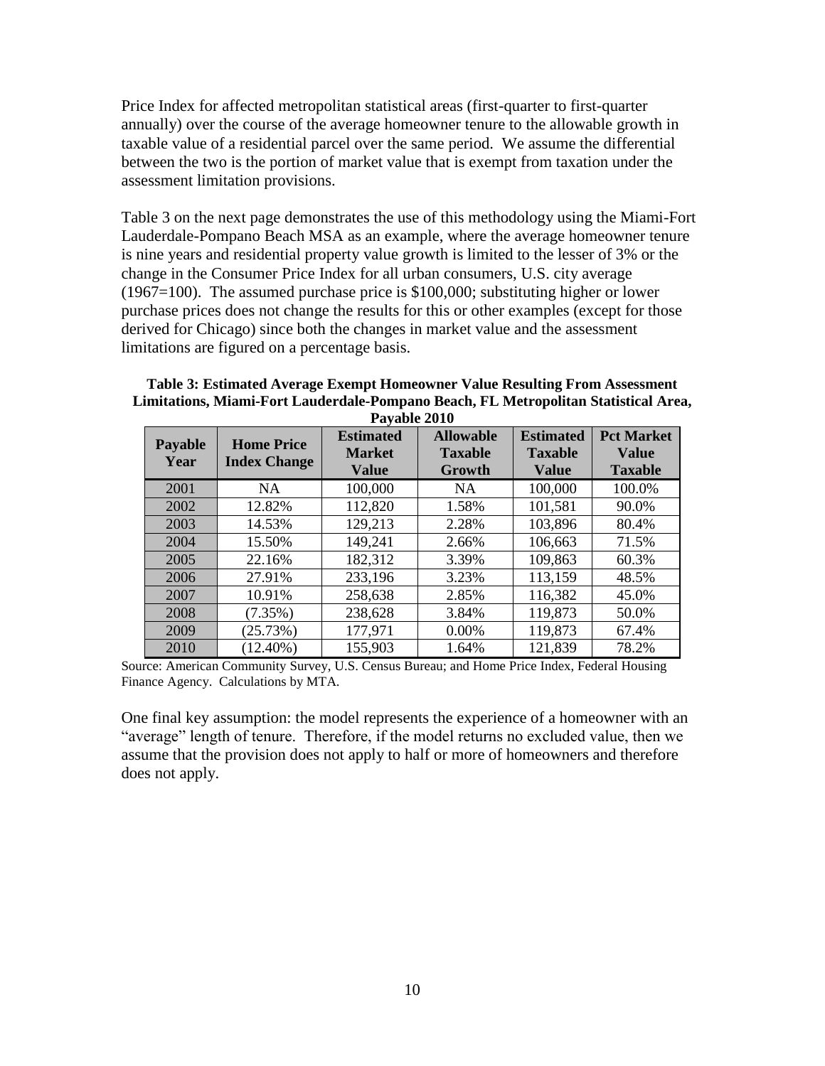Price Index for affected metropolitan statistical areas (first-quarter to first-quarter annually) over the course of the average homeowner tenure to the allowable growth in taxable value of a residential parcel over the same period. We assume the differential between the two is the portion of market value that is exempt from taxation under the assessment limitation provisions.

Table 3 on the next page demonstrates the use of this methodology using the Miami-Fort Lauderdale-Pompano Beach MSA as an example, where the average homeowner tenure is nine years and residential property value growth is limited to the lesser of 3% or the change in the Consumer Price Index for all urban consumers, U.S. city average (1967=100). The assumed purchase price is $100,000; substituting higher or lower purchase prices does not change the results for this or other examples (except for those derived for Chicago) since both the changes in market value and the assessment limitations are figured on a percentage basis.

**Table 3: Estimated Average Exempt Homeowner Value Resulting From Assessment Limitations, Miami-Fort Lauderdale-Pompano Beach, FL Metropolitan Statistical Area, Payable 2010**

| Payable Year | Home Price Index Change | Estimated Market Value | Allowable Taxable Growth | Estimated Taxable Value | Pct Market Value Taxable |
|---|---|---|---|---|---|
| 2001 | NA | 100,000 | NA | 100,000 | 100.0% |
| 2002 | 12.82% | 112,820 | 1.58% | 101,581 | 90.0% |
| 2003 | 14.53% | 129,213 | 2.28% | 103,896 | 80.4% |
| 2004 | 15.50% | 149,241 | 2.66% | 106,663 | 71.5% |
| 2005 | 22.16% | 182,312 | 3.39% | 109,863 | 60.3% |
| 2006 | 27.91% | 233,196 | 3.23% | 113,159 | 48.5% |
| 2007 | 10.91% | 258,638 | 2.85% | 116,382 | 45.0% |
| 2008 | (7.35%) | 238,628 | 3.84% | 119,873 | 50.0% |
| 2009 | (25.73%) | 177,971 | 0.00% | 119,873 | 67.4% |
| 2010 | (12.40%) | 155,903 | 1.64% | 121,839 | 78.2% |

Source: American Community Survey, U.S. Census Bureau; and Home Price Index, Federal Housing Finance Agency. Calculations by MTA.

One final key assumption: the model represents the experience of a homeowner with an "average" length of tenure. Therefore, if the model returns no excluded value, then we assume that the provision does not apply to half or more of homeowners and therefore does not apply.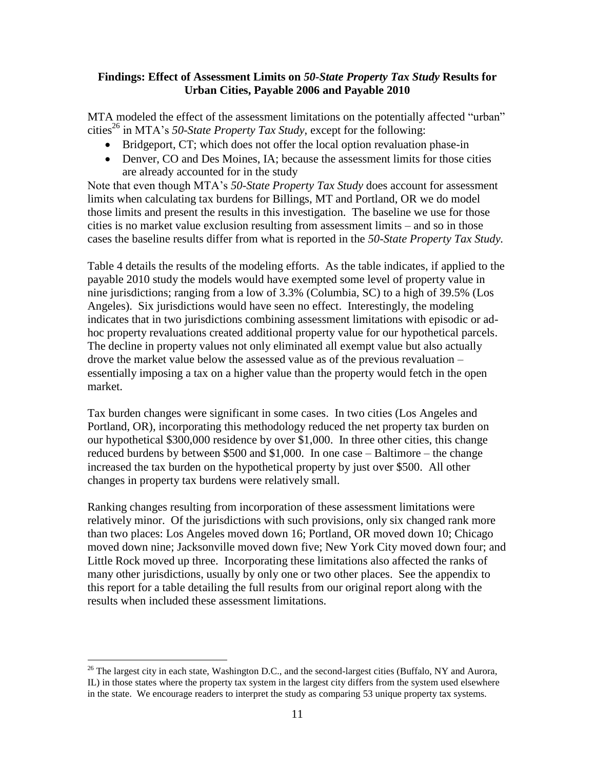### Findings: Effect of Assessment Limits on *50-State Property Tax Study* Results for Urban Cities, Payable 2006 and Payable 2010

MTA modeled the effect of the assessment limitations on the potentially affected "urban" cities[26] in MTA's *50-State Property Tax Study*, except for the following:

- Bridgeport, CT; which does not offer the local option revaluation phase-in
- Denver, CO and Des Moines, IA; because the assessment limits for those cities are already accounted for in the study

Note that even though MTA's *50-State Property Tax Study* does account for assessment limits when calculating tax burdens for Billings, MT and Portland, OR we do model those limits and present the results in this investigation. The baseline we use for those cities is no market value exclusion resulting from assessment limits – and so in those cases the baseline results differ from what is reported in the *50-State Property Tax Study*.

Table 4 details the results of the modeling efforts. As the table indicates, if applied to the payable 2010 study the models would have exempted some level of property value in nine jurisdictions; ranging from a low of 3.3% (Columbia, SC) to a high of 39.5% (Los Angeles). Six jurisdictions would have seen no effect. Interestingly, the modeling indicates that in two jurisdictions combining assessment limitations with episodic or ad-hoc property revaluations created additional property value for our hypothetical parcels. The decline in property values not only eliminated all exempt value but also actually drove the market value below the assessed value as of the previous revaluation – essentially imposing a tax on a higher value than the property would fetch in the open market.

Tax burden changes were significant in some cases. In two cities (Los Angeles and Portland, OR), incorporating this methodology reduced the net property tax burden on our hypothetical $300,000 residence by over $1,000. In three other cities, this change reduced burdens by between $500 and $1,000. In one case – Baltimore – the change increased the tax burden on the hypothetical property by just over $500. All other changes in property tax burdens were relatively small.

Ranking changes resulting from incorporation of these assessment limitations were relatively minor. Of the jurisdictions with such provisions, only six changed rank more than two places: Los Angeles moved down 16; Portland, OR moved down 10; Chicago moved down nine; Jacksonville moved down five; New York City moved down four; and Little Rock moved up three. Incorporating these limitations also affected the ranks of many other jurisdictions, usually by only one or two other places. See the appendix to this report for a table detailing the full results from our original report along with the results when included these assessment limitations.

[26] The largest city in each state, Washington D.C., and the second-largest cities (Buffalo, NY and Aurora, IL) in those states where the property tax system in the largest city differs from the system used elsewhere in the state. We encourage readers to interpret the study as comparing 53 unique property tax systems.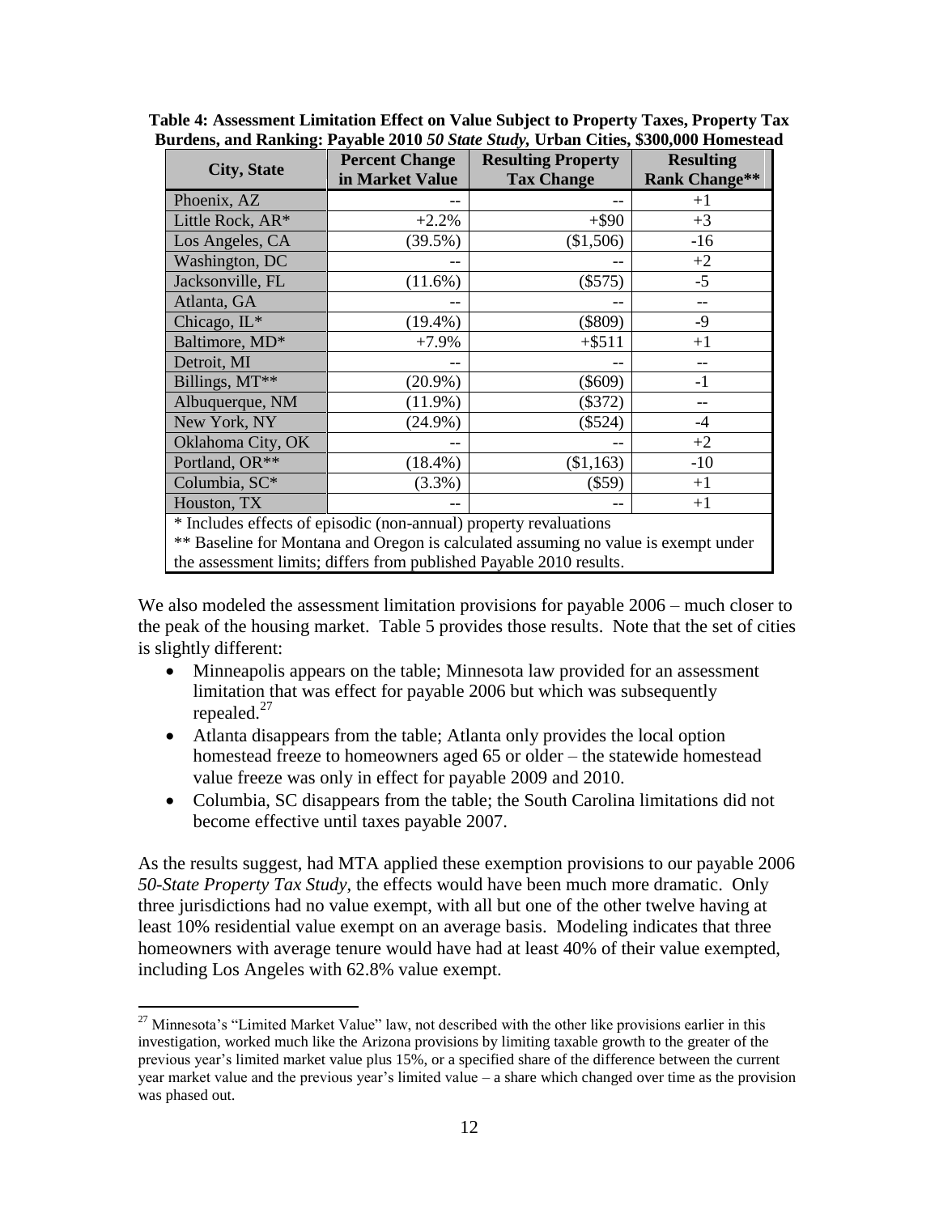**Table 4: Assessment Limitation Effect on Value Subject to Property Taxes, Property Tax Burdens, and Ranking: Payable 2010 *50 State Study,* Urban Cities, $300,000 Homestead**

| City, State | Percent Change in Market Value | Resulting Property Tax Change | Resulting Rank Change** |
|---|---|---|---|
| Phoenix, AZ | -- | -- | +1 |
| Little Rock, AR* | +2.2% | +$90 | +3 |
| Los Angeles, CA | (39.5%) | ($1,506) | -16 |
| Washington, DC | -- | -- | +2 |
| Jacksonville, FL | (11.6%) | ($575) | -5 |
| Atlanta, GA | -- | -- | -- |
| Chicago, IL* | (19.4%) | ($809) | -9 |
| Baltimore, MD* | +7.9% | +$511 | +1 |
| Detroit, MI | -- | -- | -- |
| Billings, MT** | (20.9%) | ($609) | -1 |
| Albuquerque, NM | (11.9%) | ($372) | -- |
| New York, NY | (24.9%) | ($524) | -4 |
| Oklahoma City, OK | -- | -- | +2 |
| Portland, OR** | (18.4%) | ($1,163) | -10 |
| Columbia, SC* | (3.3%) | ($59) | +1 |
| Houston, TX | -- | -- | +1 |

\* Includes effects of episodic (non-annual) property revaluations

** Baseline for Montana and Oregon is calculated assuming no value is exempt under the assessment limits; differs from published Payable 2010 results.

We also modeled the assessment limitation provisions for payable 2006 – much closer to the peak of the housing market. Table 5 provides those results. Note that the set of cities is slightly different:

- Minneapolis appears on the table; Minnesota law provided for an assessment limitation that was effect for payable 2006 but which was subsequently repealed.[27]
- Atlanta disappears from the table; Atlanta only provides the local option homestead freeze to homeowners aged 65 or older – the statewide homestead value freeze was only in effect for payable 2009 and 2010.
- Columbia, SC disappears from the table; the South Carolina limitations did not become effective until taxes payable 2007.

As the results suggest, had MTA applied these exemption provisions to our payable 2006 *50-State Property Tax Study*, the effects would have been much more dramatic. Only three jurisdictions had no value exempt, with all but one of the other twelve having at least 10% residential value exempt on an average basis. Modeling indicates that three homeowners with average tenure would have had at least 40% of their value exempted, including Los Angeles with 62.8% value exempt.

[27] Minnesota's "Limited Market Value" law, not described with the other like provisions earlier in this investigation, worked much like the Arizona provisions by limiting taxable growth to the greater of the previous year's limited market value plus 15%, or a specified share of the difference between the current year market value and the previous year's limited value – a share which changed over time as the provision was phased out.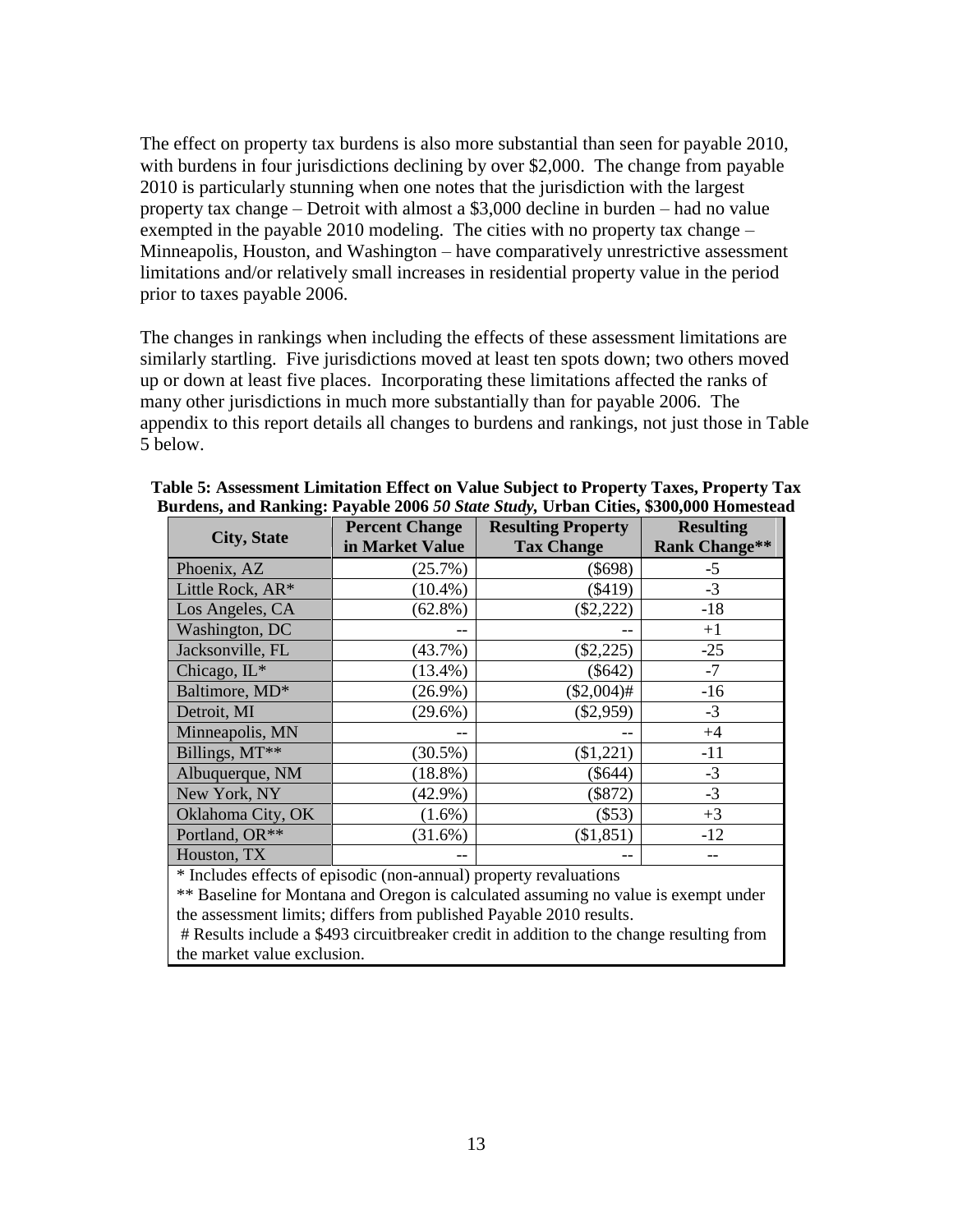The effect on property tax burdens is also more substantial than seen for payable 2010, with burdens in four jurisdictions declining by over $2,000. The change from payable 2010 is particularly stunning when one notes that the jurisdiction with the largest property tax change – Detroit with almost a $3,000 decline in burden – had no value exempted in the payable 2010 modeling. The cities with no property tax change – Minneapolis, Houston, and Washington – have comparatively unrestrictive assessment limitations and/or relatively small increases in residential property value in the period prior to taxes payable 2006.

The changes in rankings when including the effects of these assessment limitations are similarly startling. Five jurisdictions moved at least ten spots down; two others moved up or down at least five places. Incorporating these limitations affected the ranks of many other jurisdictions in much more substantially than for payable 2006. The appendix to this report details all changes to burdens and rankings, not just those in Table 5 below.

**Table 5: Assessment Limitation Effect on Value Subject to Property Taxes, Property Tax Burdens, and Ranking: Payable 2006 *50 State Study,* Urban Cities, $300,000 Homestead**

| City, State | Percent Change in Market Value | Resulting Property Tax Change | Resulting Rank Change** |
|---|---|---|---|
| Phoenix, AZ | (25.7%) | ($698) | -5 |
| Little Rock, AR* | (10.4%) | ($419) | -3 |
| Los Angeles, CA | (62.8%) | ($2,222) | -18 |
| Washington, DC | -- | -- | +1 |
| Jacksonville, FL | (43.7%) | ($2,225) | -25 |
| Chicago, IL* | (13.4%) | ($642) | -7 |
| Baltimore, MD* | (26.9%) | ($2,004)# | -16 |
| Detroit, MI | (29.6%) | ($2,959) | -3 |
| Minneapolis, MN | -- | -- | +4 |
| Billings, MT** | (30.5%) | ($1,221) | -11 |
| Albuquerque, NM | (18.8%) | ($644) | -3 |
| New York, NY | (42.9%) | ($872) | -3 |
| Oklahoma City, OK | (1.6%) | ($53) | +3 |
| Portland, OR** | (31.6%) | ($1,851) | -12 |
| Houston, TX | -- | -- | -- |

\* Includes effects of episodic (non-annual) property revaluations

** Baseline for Montana and Oregon is calculated assuming no value is exempt under the assessment limits; differs from published Payable 2010 results.

\# Results include a $493 circuitbreaker credit in addition to the change resulting from the market value exclusion.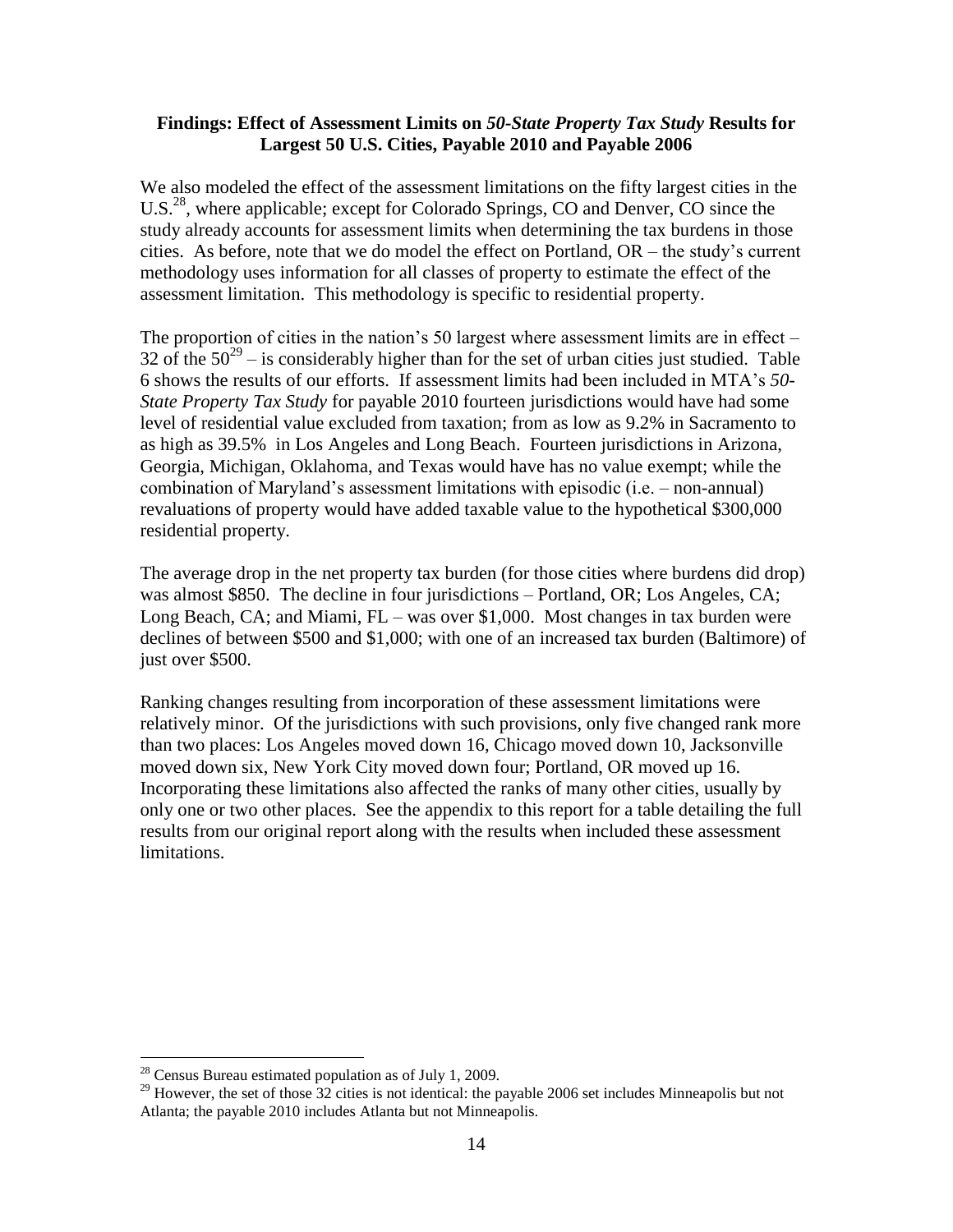**Findings: Effect of Assessment Limits on *50-State Property Tax Study* Results for Largest 50 U.S. Cities, Payable 2010 and Payable 2006**

We also modeled the effect of the assessment limitations on the fifty largest cities in the U.S.[28], where applicable; except for Colorado Springs, CO and Denver, CO since the study already accounts for assessment limits when determining the tax burdens in those cities. As before, note that we do model the effect on Portland, OR – the study's current methodology uses information for all classes of property to estimate the effect of the assessment limitation. This methodology is specific to residential property.

The proportion of cities in the nation's 50 largest where assessment limits are in effect – 32 of the 50[29] – is considerably higher than for the set of urban cities just studied. Table 6 shows the results of our efforts. If assessment limits had been included in MTA's *50-State Property Tax Study* for payable 2010 fourteen jurisdictions would have had some level of residential value excluded from taxation; from as low as 9.2% in Sacramento to as high as 39.5% in Los Angeles and Long Beach. Fourteen jurisdictions in Arizona, Georgia, Michigan, Oklahoma, and Texas would have have has no value exempt; while the combination of Maryland's assessment limitations with episodic (i.e. – non-annual) revaluations of property would have added taxable value to the hypothetical $300,000 residential property.

The average drop in the net property tax burden (for those cities where burdens did drop) was almost $850. The decline in four jurisdictions – Portland, OR; Los Angeles, CA; Long Beach, CA; and Miami, FL – was over $1,000. Most changes in tax burden were declines of between $500 and $1,000; with one of an increased tax burden (Baltimore) of just over $500.

Ranking changes resulting from incorporation of these assessment limitations were relatively minor. Of the jurisdictions with such provisions, only five changed rank more than two places: Los Angeles moved down 16, Chicago moved down 10, Jacksonville moved down six, New York City moved down four; Portland, OR moved up 16. Incorporating these limitations also affected the ranks of many other cities, usually by only one or two other places. See the appendix to this report for a table detailing the full results from our original report along with the results when included these assessment limitations.

---

[28] Census Bureau estimated population as of July 1, 2009.

[29] However, the set of those 32 cities is not identical: the payable 2006 set includes Minneapolis but not Atlanta; the payable 2010 includes Atlanta but not Minneapolis.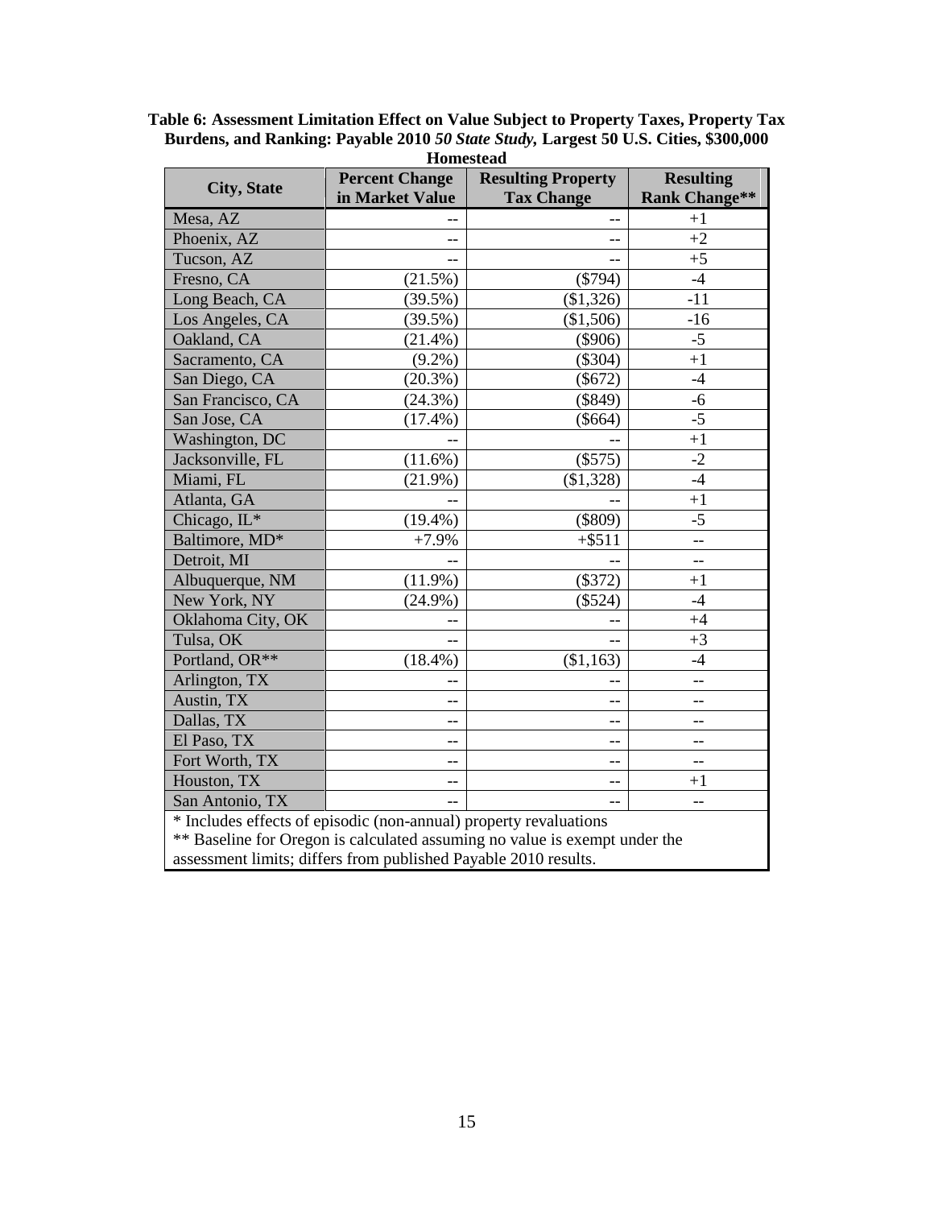**Table 6: Assessment Limitation Effect on Value Subject to Property Taxes, Property Tax Burdens, and Ranking: Payable 2010 *50 State Study,* Largest 50 U.S. Cities, $300,000 Homestead**

| City, State | Percent Change in Market Value | Resulting Property Tax Change | Resulting Rank Change** |
|---|---|---|---|
| Mesa, AZ | -- | -- | +1 |
| Phoenix, AZ | -- | -- | +2 |
| Tucson, AZ | -- | -- | +5 |
| Fresno, CA | (21.5%) | ($794) | -4 |
| Long Beach, CA | (39.5%) | ($1,326) | -11 |
| Los Angeles, CA | (39.5%) | ($1,506) | -16 |
| Oakland, CA | (21.4%) | ($906) | -5 |
| Sacramento, CA | (9.2%) | ($304) | +1 |
| San Diego, CA | (20.3%) | ($672) | -4 |
| San Francisco, CA | (24.3%) | ($849) | -6 |
| San Jose, CA | (17.4%) | ($664) | -5 |
| Washington, DC | -- | -- | +1 |
| Jacksonville, FL | (11.6%) | ($575) | -2 |
| Miami, FL | (21.9%) | ($1,328) | -4 |
| Atlanta, GA | -- | -- | +1 |
| Chicago, IL* | (19.4%) | ($809) | -5 |
| Baltimore, MD* | +7.9% | +$511 | -- |
| Detroit, MI | -- | -- | -- |
| Albuquerque, NM | (11.9%) | ($372) | +1 |
| New York, NY | (24.9%) | ($524) | -4 |
| Oklahoma City, OK | -- | -- | +4 |
| Tulsa, OK | -- | -- | +3 |
| Portland, OR** | (18.4%) | ($1,163) | -4 |
| Arlington, TX | -- | -- | -- |
| Austin, TX | -- | -- | -- |
| Dallas, TX | -- | -- | -- |
| El Paso, TX | -- | -- | -- |
| Fort Worth, TX | -- | -- | -- |
| Houston, TX | -- | -- | +1 |
| San Antonio, TX | -- | -- | -- |

\* Includes effects of episodic (non-annual) property revaluations
** Baseline for Oregon is calculated assuming no value is exempt under the assessment limits; differs from published Payable 2010 results.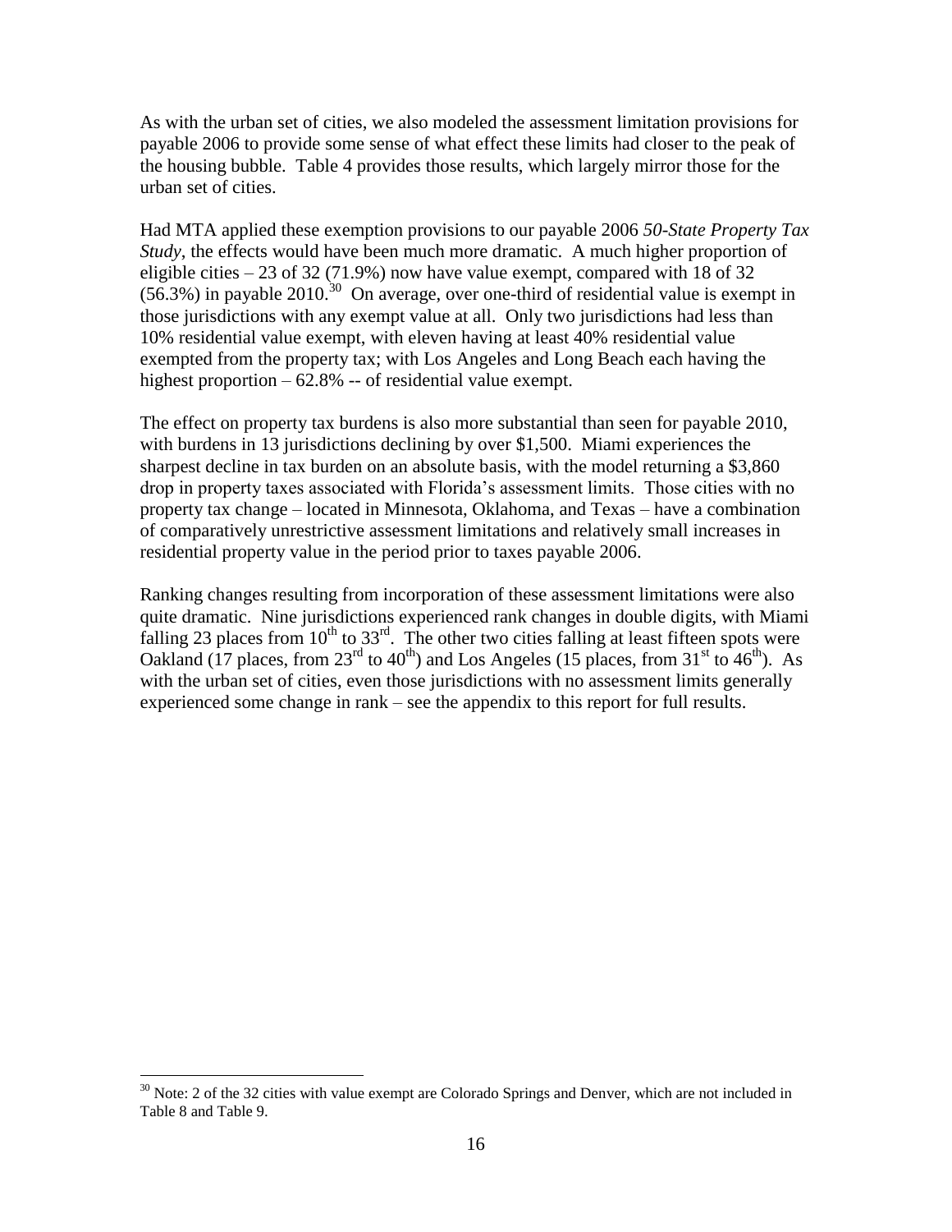As with the urban set of cities, we also modeled the assessment limitation provisions for payable 2006 to provide some sense of what effect these limits had closer to the peak of the housing bubble. Table 4 provides those results, which largely mirror those for the urban set of cities.

Had MTA applied these exemption provisions to our payable 2006 *50-State Property Tax Study*, the effects would have been much more dramatic. A much higher proportion of eligible cities – 23 of 32 (71.9%) now have value exempt, compared with 18 of 32 (56.3%) in payable 2010.[30] On average, over one-third of residential value is exempt in those jurisdictions with any exempt value at all. Only two jurisdictions had less than 10% residential value exempt, with eleven having at least 40% residential value exempted from the property tax; with Los Angeles and Long Beach each having the highest proportion – 62.8% -- of residential value exempt.

The effect on property tax burdens is also more substantial than seen for payable 2010, with burdens in 13 jurisdictions declining by over $1,500. Miami experiences the sharpest decline in tax burden on an absolute basis, with the model returning a $3,860 drop in property taxes associated with Florida's assessment limits. Those cities with no property tax change – located in Minnesota, Oklahoma, and Texas – have a combination of comparatively unrestrictive assessment limitations and relatively small increases in residential property value in the period prior to taxes payable 2006.

Ranking changes resulting from incorporation of these assessment limitations were also quite dramatic. Nine jurisdictions experienced rank changes in double digits, with Miami falling 23 places from 10th to 33rd. The other two cities falling at least fifteen spots were Oakland (17 places, from 23rd to 40th) and Los Angeles (15 places, from 31st to 46th). As with the urban set of cities, even those jurisdictions with no assessment limits generally experienced some change in rank – see the appendix to this report for full results.

[30] Note: 2 of the 32 cities with value exempt are Colorado Springs and Denver, which are not included in Table 8 and Table 9.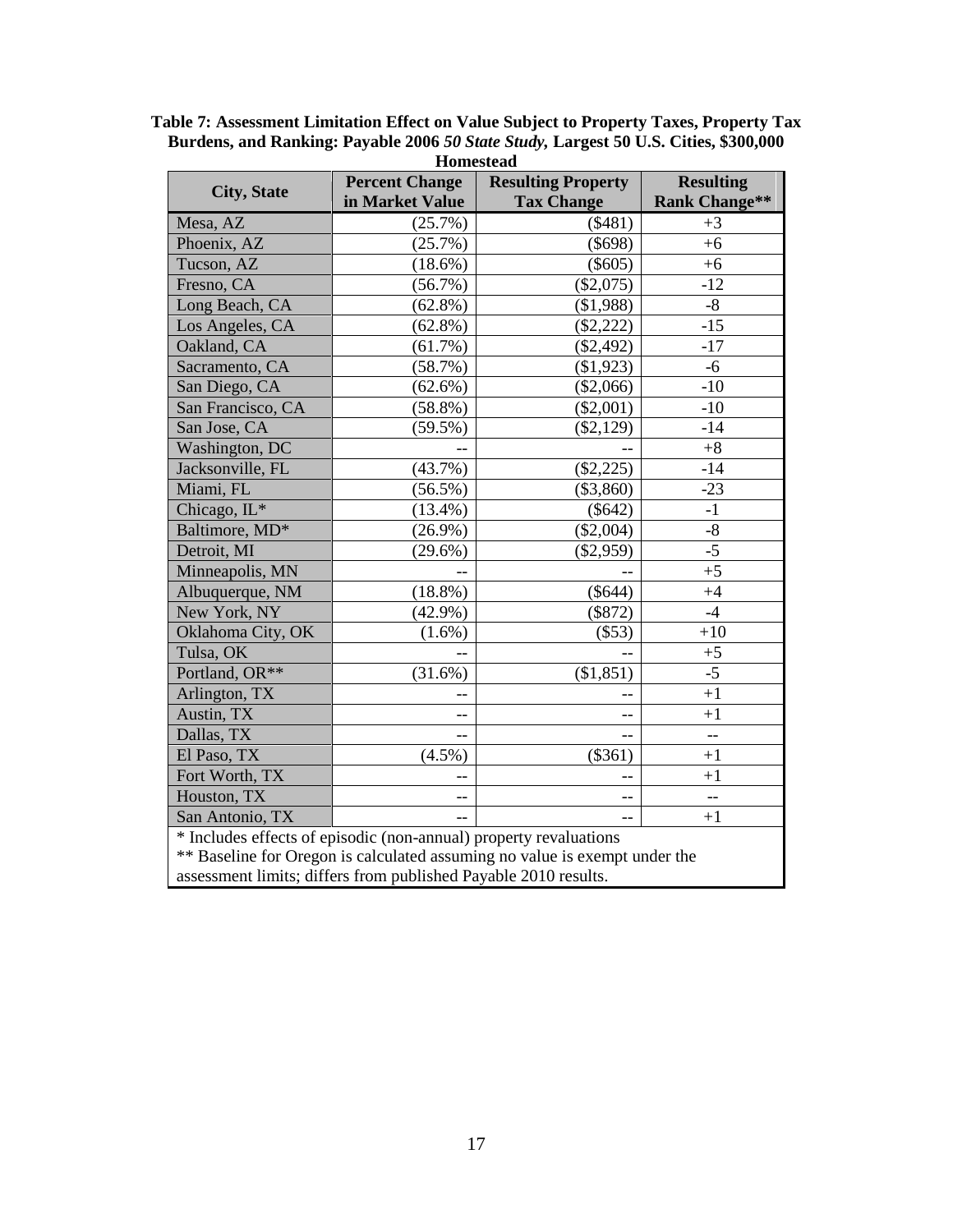**Table 7: Assessment Limitation Effect on Value Subject to Property Taxes, Property Tax Burdens, and Ranking: Payable 2006 *50 State Study,* Largest 50 U.S. Cities, $300,000 Homestead**

| City, State | Percent Change in Market Value | Resulting Property Tax Change | Resulting Rank Change** |
|---|---|---|---|
| Mesa, AZ | (25.7%) | ($481) | +3 |
| Phoenix, AZ | (25.7%) | ($698) | +6 |
| Tucson, AZ | (18.6%) | ($605) | +6 |
| Fresno, CA | (56.7%) | ($2,075) | -12 |
| Long Beach, CA | (62.8%) | ($1,988) | -8 |
| Los Angeles, CA | (62.8%) | ($2,222) | -15 |
| Oakland, CA | (61.7%) | ($2,492) | -17 |
| Sacramento, CA | (58.7%) | ($1,923) | -6 |
| San Diego, CA | (62.6%) | ($2,066) | -10 |
| San Francisco, CA | (58.8%) | ($2,001) | -10 |
| San Jose, CA | (59.5%) | ($2,129) | -14 |
| Washington, DC | -- | -- | +8 |
| Jacksonville, FL | (43.7%) | ($2,225) | -14 |
| Miami, FL | (56.5%) | ($3,860) | -23 |
| Chicago, IL* | (13.4%) | ($642) | -1 |
| Baltimore, MD* | (26.9%) | ($2,004) | -8 |
| Detroit, MI | (29.6%) | ($2,959) | -5 |
| Minneapolis, MN | -- | -- | +5 |
| Albuquerque, NM | (18.8%) | ($644) | +4 |
| New York, NY | (42.9%) | ($872) | -4 |
| Oklahoma City, OK | (1.6%) | ($53) | +10 |
| Tulsa, OK | -- | -- | +5 |
| Portland, OR** | (31.6%) | ($1,851) | -5 |
| Arlington, TX | -- | -- | +1 |
| Austin, TX | -- | -- | +1 |
| Dallas, TX | -- | -- | -- |
| El Paso, TX | (4.5%) | ($361) | +1 |
| Fort Worth, TX | -- | -- | +1 |
| Houston, TX | -- | -- | -- |
| San Antonio, TX | -- | -- | +1 |

* Includes effects of episodic (non-annual) property revaluations

** Baseline for Oregon is calculated assuming no value is exempt under the assessment limits; differs from published Payable 2010 results.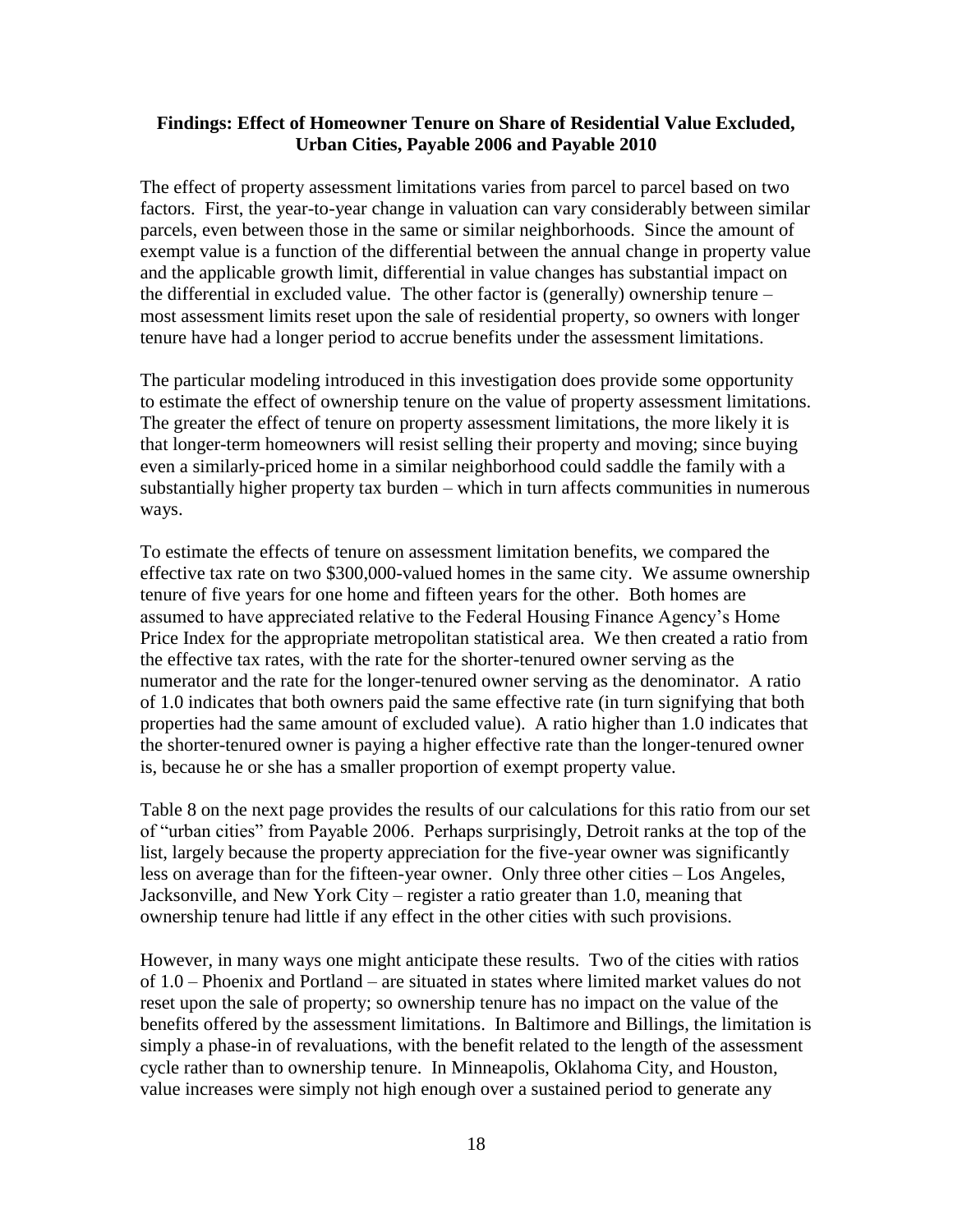### Findings: Effect of Homeowner Tenure on Share of Residential Value Excluded, Urban Cities, Payable 2006 and Payable 2010

The effect of property assessment limitations varies from parcel to parcel based on two factors. First, the year-to-year change in valuation can vary considerably between similar parcels, even between those in the same or similar neighborhoods. Since the amount of exempt value is a function of the differential between the annual change in property value and the applicable growth limit, differential in value changes has substantial impact on the differential in excluded value. The other factor is (generally) ownership tenure – most assessment limits reset upon the sale of residential property, so owners with longer tenure have had a longer period to accrue benefits under the assessment limitations.

The particular modeling introduced in this investigation does provide some opportunity to estimate the effect of ownership tenure on the value of property assessment limitations. The greater the effect of tenure on property assessment limitations, the more likely it is that longer-term homeowners will resist selling their property and moving; since buying even a similarly-priced home in a similar neighborhood could saddle the family with a substantially higher property tax burden – which in turn affects communities in numerous ways.

To estimate the effects of tenure on assessment limitation benefits, we compared the effective tax rate on two $300,000-valued homes in the same city. We assume ownership tenure of five years for one home and fifteen years for the other. Both homes are assumed to have appreciated relative to the Federal Housing Finance Agency's Home Price Index for the appropriate metropolitan statistical area. We then created a ratio from the effective tax rates, with the rate for the shorter-tenured owner serving as the numerator and the rate for the longer-tenured owner serving as the denominator. A ratio of 1.0 indicates that both owners paid the same effective rate (in turn signifying that both properties had the same amount of excluded value). A ratio higher than 1.0 indicates that the shorter-tenured owner is paying a higher effective rate than the longer-tenured owner is, because he or she has a smaller proportion of exempt property value.

Table 8 on the next page provides the results of our calculations for this ratio from our set of "urban cities" from Payable 2006. Perhaps surprisingly, Detroit ranks at the top of the list, largely because the property appreciation for the five-year owner was significantly less on average than for the fifteen-year owner. Only three other cities – Los Angeles, Jacksonville, and New York City – register a ratio greater than 1.0, meaning that ownership tenure had little if any effect in the other cities with such provisions.

However, in many ways one might anticipate these results. Two of the cities with ratios of 1.0 – Phoenix and Portland – are situated in states where limited market values do not reset upon the sale of property; so ownership tenure has no impact on the value of the benefits offered by the assessment limitations. In Baltimore and Billings, the limitation is simply a phase-in of revaluations, with the benefit related to the length of the assessment cycle rather than to ownership tenure. In Minneapolis, Oklahoma City, and Houston, value increases were simply not high enough over a sustained period to generate any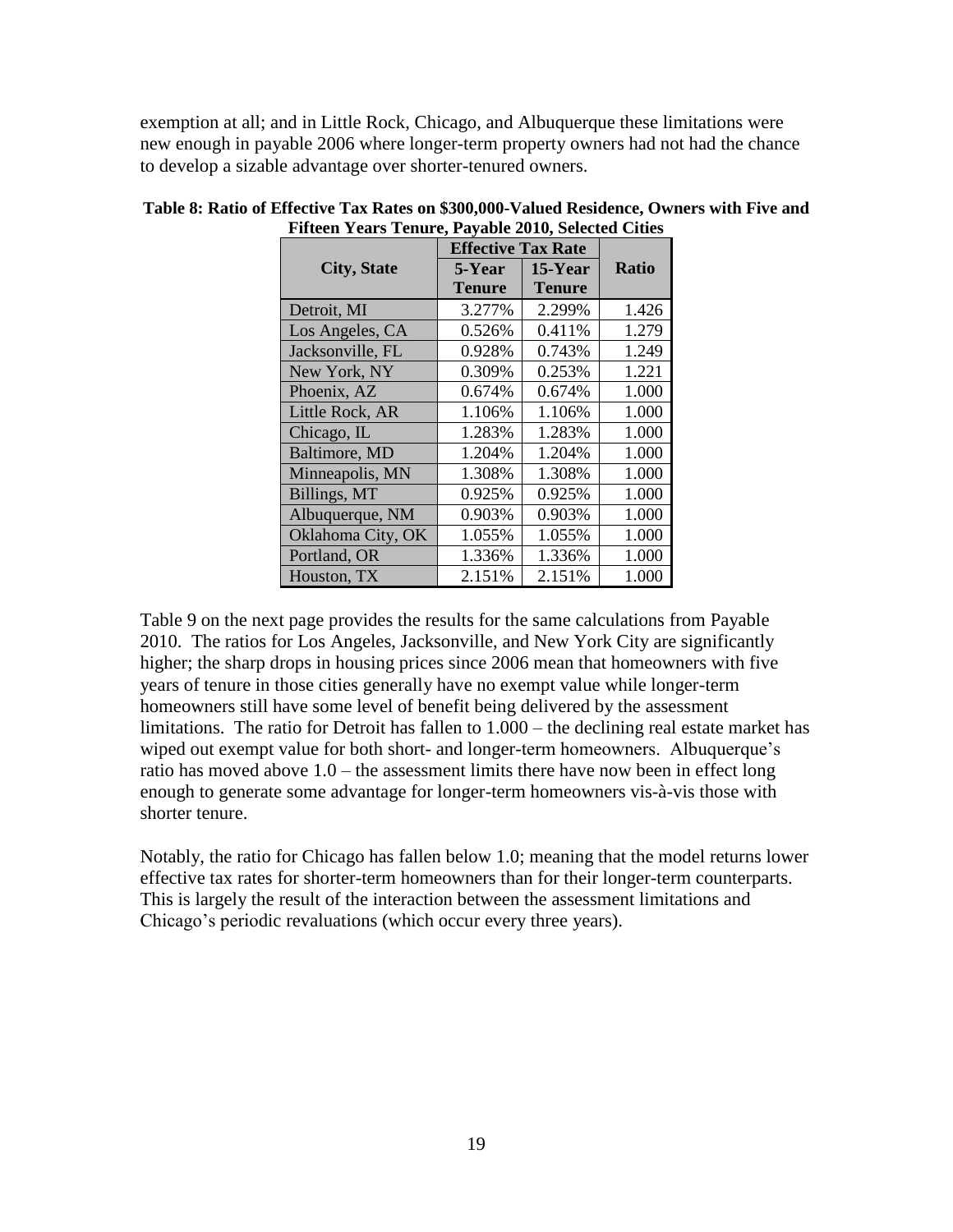exemption at all; and in Little Rock, Chicago, and Albuquerque these limitations were new enough in payable 2006 where longer-term property owners had not had the chance to develop a sizable advantage over shorter-tenured owners.

**Table 8: Ratio of Effective Tax Rates on $300,000-Valued Residence, Owners with Five and Fifteen Years Tenure, Payable 2010, Selected Cities**

| City, State | Effective Tax Rate | | Ratio |
|---|---|---|---|
| | 5-Year Tenure | 15-Year Tenure | |
| Detroit, MI | 3.277% | 2.299% | 1.426 |
| Los Angeles, CA | 0.526% | 0.411% | 1.279 |
| Jacksonville, FL | 0.928% | 0.743% | 1.249 |
| New York, NY | 0.309% | 0.253% | 1.221 |
| Phoenix, AZ | 0.674% | 0.674% | 1.000 |
| Little Rock, AR | 1.106% | 1.106% | 1.000 |
| Chicago, IL | 1.283% | 1.283% | 1.000 |
| Baltimore, MD | 1.204% | 1.204% | 1.000 |
| Minneapolis, MN | 1.308% | 1.308% | 1.000 |
| Billings, MT | 0.925% | 0.925% | 1.000 |
| Albuquerque, NM | 0.903% | 0.903% | 1.000 |
| Oklahoma City, OK | 1.055% | 1.055% | 1.000 |
| Portland, OR | 1.336% | 1.336% | 1.000 |
| Houston, TX | 2.151% | 2.151% | 1.000 |

Table 9 on the next page provides the results for the same calculations from Payable 2010. The ratios for Los Angeles, Jacksonville, and New York City are significantly higher; the sharp drops in housing prices since 2006 mean that homeowners with five years of tenure in those cities generally have no exempt value while longer-term homeowners still have some level of benefit being delivered by the assessment limitations. The ratio for Detroit has fallen to 1.000 – the declining real estate market has wiped out exempt value for both short- and longer-term homeowners. Albuquerque's ratio has moved above 1.0 – the assessment limits there have now been in effect long enough to generate some advantage for longer-term homeowners vis-à-vis those with shorter tenure.

Notably, the ratio for Chicago has fallen below 1.0; meaning that the model returns lower effective tax rates for shorter-term homeowners than for their longer-term counterparts. This is largely the result of the interaction between the assessment limitations and Chicago's periodic revaluations (which occur every three years).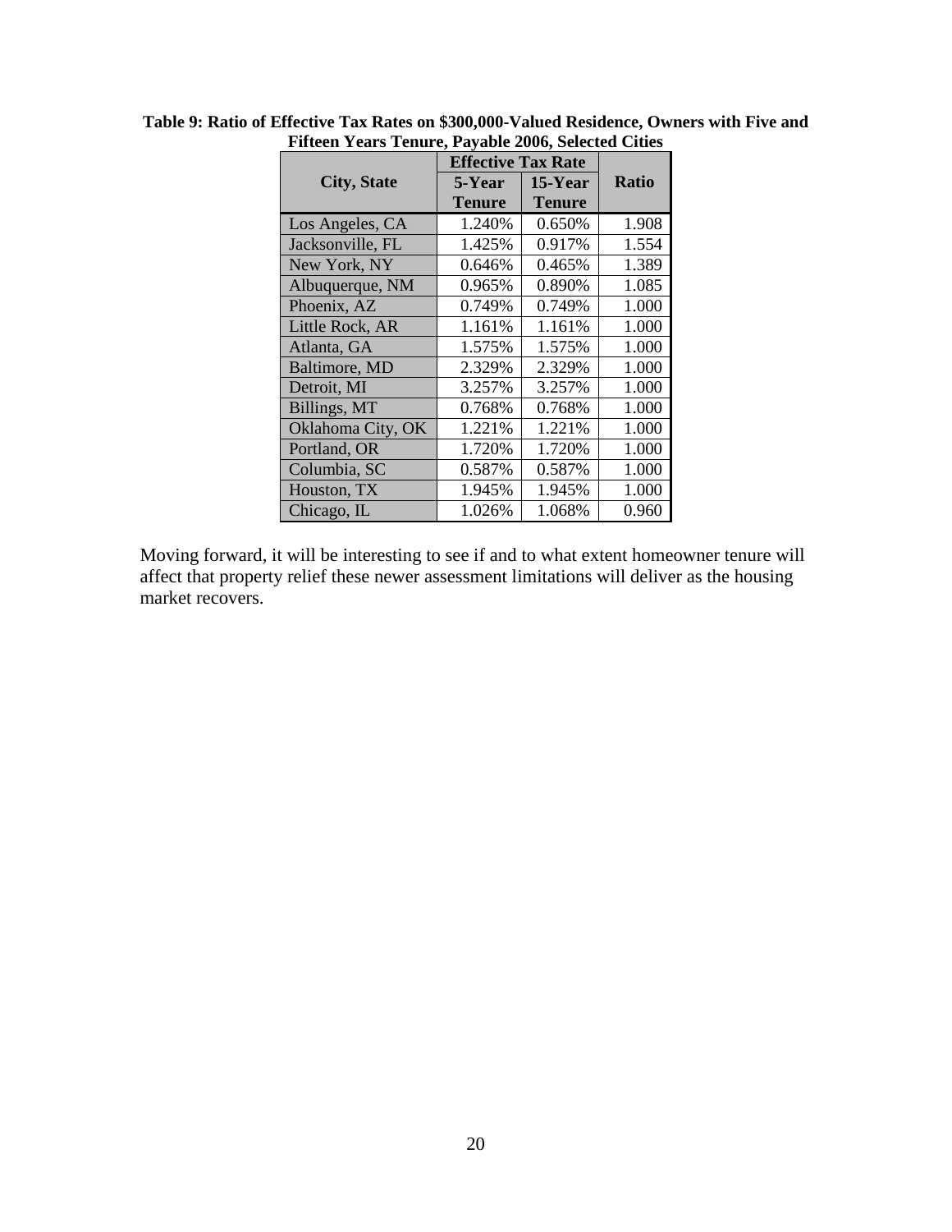**Table 9: Ratio of Effective Tax Rates on $300,000-Valued Residence, Owners with Five and Fifteen Years Tenure, Payable 2006, Selected Cities**

| City, State | Effective Tax Rate | | Ratio |
|---|---|---|---|
| | 5-Year Tenure | 15-Year Tenure | |
| Los Angeles, CA | 1.240% | 0.650% | 1.908 |
| Jacksonville, FL | 1.425% | 0.917% | 1.554 |
| New York, NY | 0.646% | 0.465% | 1.389 |
| Albuquerque, NM | 0.965% | 0.890% | 1.085 |
| Phoenix, AZ | 0.749% | 0.749% | 1.000 |
| Little Rock, AR | 1.161% | 1.161% | 1.000 |
| Atlanta, GA | 1.575% | 1.575% | 1.000 |
| Baltimore, MD | 2.329% | 2.329% | 1.000 |
| Detroit, MI | 3.257% | 3.257% | 1.000 |
| Billings, MT | 0.768% | 0.768% | 1.000 |
| Oklahoma City, OK | 1.221% | 1.221% | 1.000 |
| Portland, OR | 1.720% | 1.720% | 1.000 |
| Columbia, SC | 0.587% | 0.587% | 1.000 |
| Houston, TX | 1.945% | 1.945% | 1.000 |
| Chicago, IL | 1.026% | 1.068% | 0.960 |

Moving forward, it will be interesting to see if and to what extent homeowner tenure will affect that property relief these newer assessment limitations will deliver as the housing market recovers.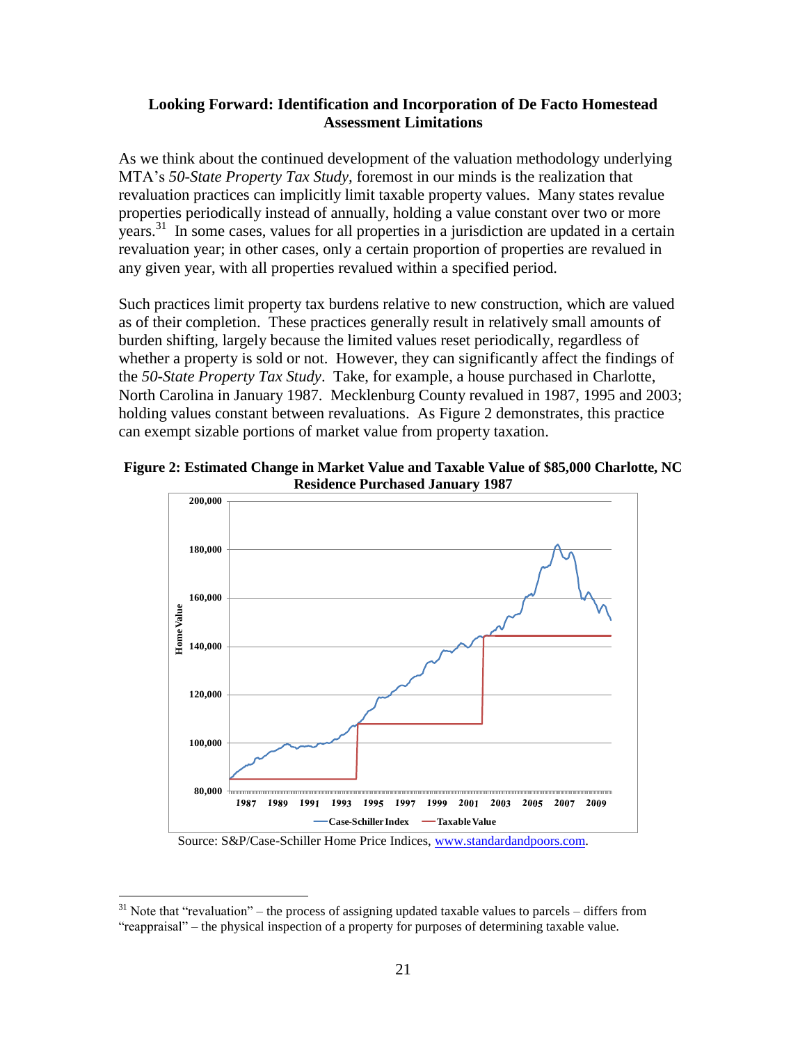### Looking Forward: Identification and Incorporation of De Facto Homestead Assessment Limitations

As we think about the continued development of the valuation methodology underlying MTA's *50-State Property Tax Study*, foremost in our minds is the realization that revaluation practices can implicitly limit taxable property values. Many states revalue properties periodically instead of annually, holding a value constant over two or more years.[31] In some cases, values for all properties in a jurisdiction are updated in a certain revaluation year; in other cases, only a certain proportion of properties are revalued in any given year, with all properties revalued within a specified period.

Such practices limit property tax burdens relative to new construction, which are valued as of their completion. These practices generally result in relatively small amounts of burden shifting, largely because the limited values reset periodically, regardless of whether a property is sold or not. However, they can significantly affect the findings of the *50-State Property Tax Study*. Take, for example, a house purchased in Charlotte, North Carolina in January 1987. Mecklenburg County revalued in 1987, 1995 and 2003; holding values constant between revaluations. As Figure 2 demonstrates, this practice can exempt sizable portions of market value from property taxation.

**Figure 2: Estimated Change in Market Value and Taxable Value of $85,000 Charlotte, NC Residence Purchased January 1987**

Source: S&P/Case-Schiller Home Price Indices, www.standardandpoors.com.

[31] Note that "revaluation" – the process of assigning updated taxable values to parcels – differs from "reappraisal" – the physical inspection of a property for purposes of determining taxable value.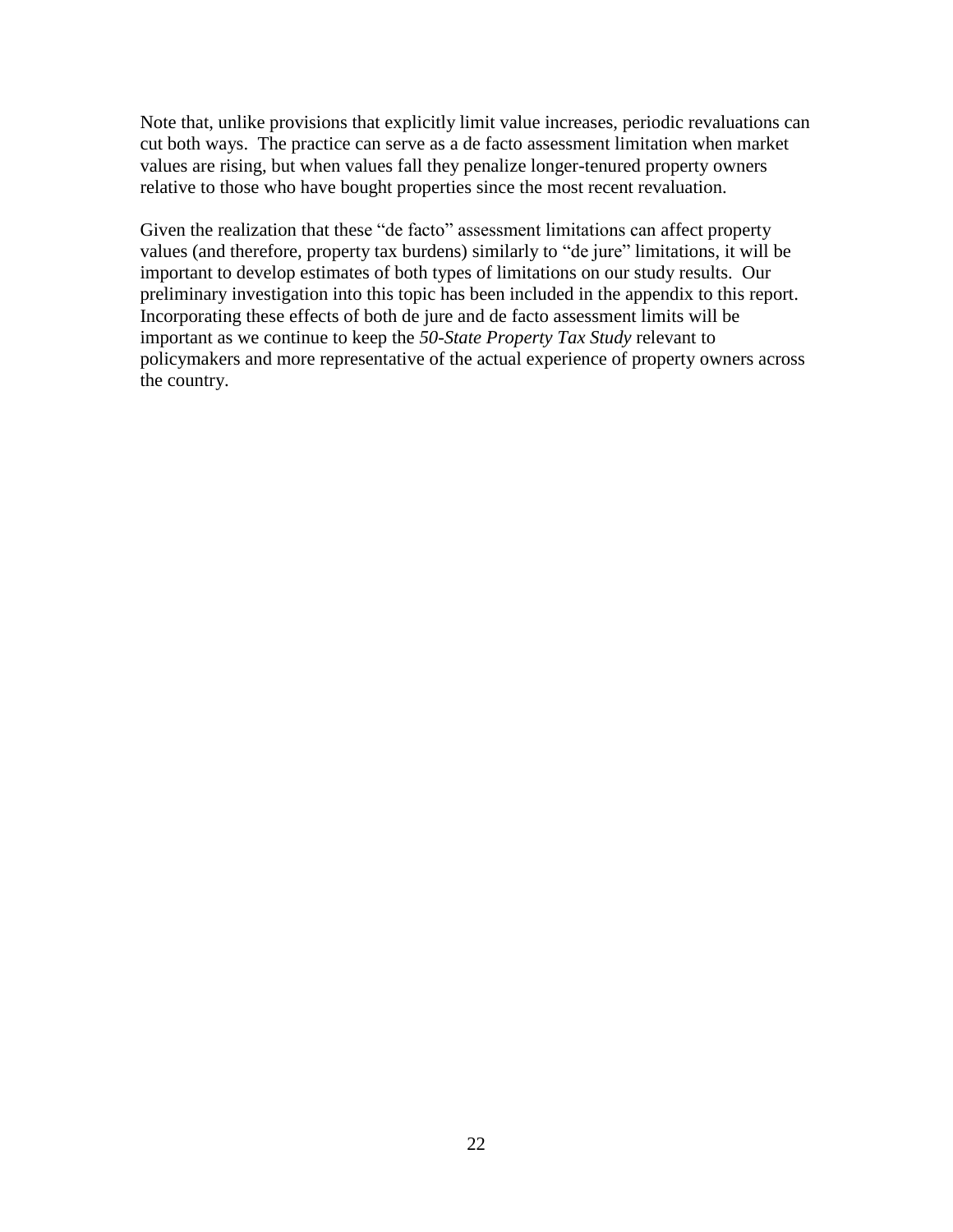Note that, unlike provisions that explicitly limit value increases, periodic revaluations can cut both ways. The practice can serve as a de facto assessment limitation when market values are rising, but when values fall they penalize longer-tenured property owners relative to those who have bought properties since the most recent revaluation.

Given the realization that these "de facto" assessment limitations can affect property values (and therefore, property tax burdens) similarly to "de jure" limitations, it will be important to develop estimates of both types of limitations on our study results. Our preliminary investigation into this topic has been included in the appendix to this report. Incorporating these effects of both de jure and de facto assessment limits will be important as we continue to keep the *50-State Property Tax Study* relevant to policymakers and more representative of the actual experience of property owners across the country.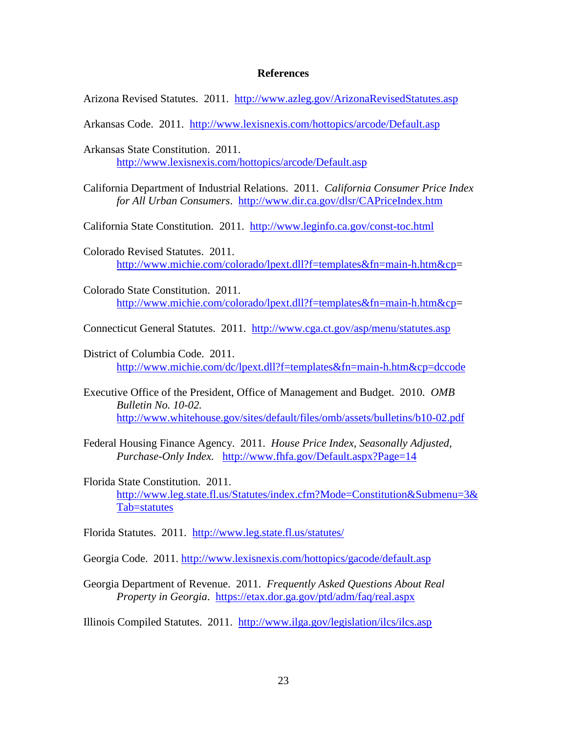# References

Arizona Revised Statutes. 2011. http://www.azleg.gov/ArizonaRevisedStatutes.asp

Arkansas Code. 2011. http://www.lexisnexis.com/hottopics/arcode/Default.asp

Arkansas State Constitution. 2011. http://www.lexisnexis.com/hottopics/arcode/Default.asp

California Department of Industrial Relations. 2011. *California Consumer Price Index for All Urban Consumers*. http://www.dir.ca.gov/dlsr/CAPriceIndex.htm

California State Constitution. 2011. http://www.leginfo.ca.gov/const-toc.html

Colorado Revised Statutes. 2011. http://www.michie.com/colorado/lpext.dll?f=templates&fn=main-h.htm&cp=

Colorado State Constitution. 2011. http://www.michie.com/colorado/lpext.dll?f=templates&fn=main-h.htm&cp=

Connecticut General Statutes. 2011. http://www.cga.ct.gov/asp/menu/statutes.asp

District of Columbia Code. 2011. http://www.michie.com/dc/lpext.dll?f=templates&fn=main-h.htm&cp=dccode

Executive Office of the President, Office of Management and Budget. 2010. *OMB Bulletin No. 10-02.* http://www.whitehouse.gov/sites/default/files/omb/assets/bulletins/b10-02.pdf

Federal Housing Finance Agency. 2011. *House Price Index, Seasonally Adjusted, Purchase-Only Index.* http://www.fhfa.gov/Default.aspx?Page=14

Florida State Constitution. 2011. http://www.leg.state.fl.us/Statutes/index.cfm?Mode=Constitution&Submenu=3&Tab=statutes

Florida Statutes. 2011. http://www.leg.state.fl.us/statutes/

Georgia Code. 2011. http://www.lexisnexis.com/hottopics/gacode/default.asp

Georgia Department of Revenue. 2011. *Frequently Asked Questions About Real Property in Georgia*. https://etax.dor.ga.gov/ptd/adm/faq/real.aspx

Illinois Compiled Statutes. 2011. http://www.ilga.gov/legislation/ilcs/ilcs.asp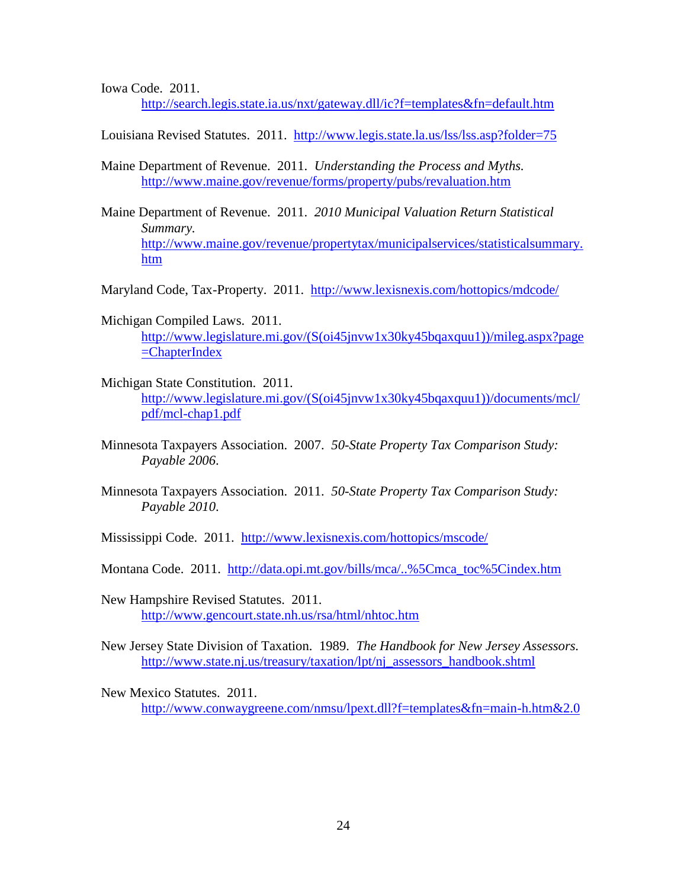Iowa Code. 2011.
http://search.legis.state.ia.us/nxt/gateway.dll/ic?f=templates&fn=default.htm

Louisiana Revised Statutes. 2011. http://www.legis.state.la.us/lss/lss.asp?folder=75

Maine Department of Revenue. 2011. *Understanding the Process and Myths.* http://www.maine.gov/revenue/forms/property/pubs/revaluation.htm

Maine Department of Revenue. 2011. *2010 Municipal Valuation Return Statistical Summary.* http://www.maine.gov/revenue/propertytax/municipalservices/statisticalsummary.htm

Maryland Code, Tax-Property. 2011. http://www.lexisnexis.com/hottopics/mdcode/

Michigan Compiled Laws. 2011.
http://www.legislature.mi.gov/(S(oi45jnvw1x30ky45bqaxquu1))/mileg.aspx?page=ChapterIndex

Michigan State Constitution. 2011.
http://www.legislature.mi.gov/(S(oi45jnvw1x30ky45bqaxquu1))/documents/mcl/pdf/mcl-chap1.pdf

Minnesota Taxpayers Association. 2007. *50-State Property Tax Comparison Study: Payable 2006.*

Minnesota Taxpayers Association. 2011. *50-State Property Tax Comparison Study: Payable 2010.*

Mississippi Code. 2011. http://www.lexisnexis.com/hottopics/mscode/

Montana Code. 2011. http://data.opi.mt.gov/bills/mca/..%5Cmca_toc%5Cindex.htm

New Hampshire Revised Statutes. 2011.
http://www.gencourt.state.nh.us/rsa/html/nhtoc.htm

New Jersey State Division of Taxation. 1989. *The Handbook for New Jersey Assessors.* http://www.state.nj.us/treasury/taxation/lpt/nj_assessors_handbook.shtml

New Mexico Statutes. 2011.
http://www.conwaygreene.com/nmsu/lpext.dll?f=templates&fn=main-h.htm&2.0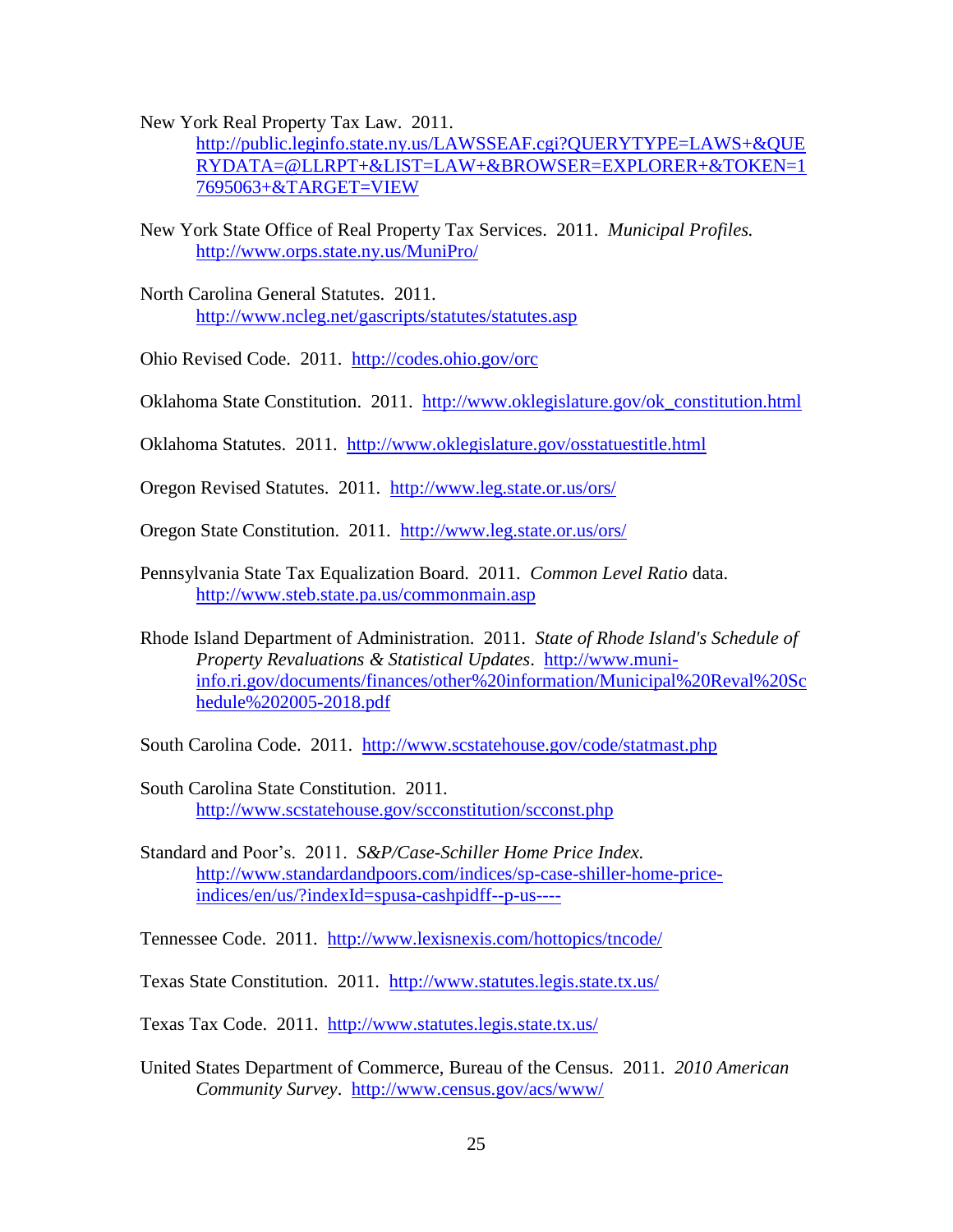New York Real Property Tax Law. 2011. http://public.leginfo.state.ny.us/LAWSSEAF.cgi?QUERYTYPE=LAWS+&QUERYDATA=@LLRPT+&LIST=LAW+&BROWSER=EXPLORER+&TOKEN=17695063+&TARGET=VIEW

New York State Office of Real Property Tax Services. 2011. *Municipal Profiles.* http://www.orps.state.ny.us/MuniPro/

North Carolina General Statutes. 2011. http://www.ncleg.net/gascripts/statutes/statutes.asp

Ohio Revised Code. 2011. http://codes.ohio.gov/orc

Oklahoma State Constitution. 2011. http://www.oklegislature.gov/ok_constitution.html

Oklahoma Statutes. 2011. http://www.oklegislature.gov/osstatuestitle.html

Oregon Revised Statutes. 2011. http://www.leg.state.or.us/ors/

Oregon State Constitution. 2011. http://www.leg.state.or.us/ors/

Pennsylvania State Tax Equalization Board. 2011. *Common Level Ratio* data. http://www.steb.state.pa.us/commonmain.asp

Rhode Island Department of Administration. 2011. *State of Rhode Island's Schedule of Property Revaluations & Statistical Updates*. http://www.muni-info.ri.gov/documents/finances/other%20information/Municipal%20Reval%20Schedule%202005-2018.pdf

South Carolina Code. 2011. http://www.scstatehouse.gov/code/statmast.php

South Carolina State Constitution. 2011. http://www.scstatehouse.gov/scconstitution/scconst.php

Standard and Poor's. 2011. *S&P/Case-Schiller Home Price Index.* http://www.standardandpoors.com/indices/sp-case-shiller-home-price-indices/en/us/?indexId=spusa-cashpidff--p-us----

Tennessee Code. 2011. http://www.lexisnexis.com/hottopics/tncode/

Texas State Constitution. 2011. http://www.statutes.legis.state.tx.us/

Texas Tax Code. 2011. http://www.statutes.legis.state.tx.us/

United States Department of Commerce, Bureau of the Census. 2011. *2010 American Community Survey*. http://www.census.gov/acs/www/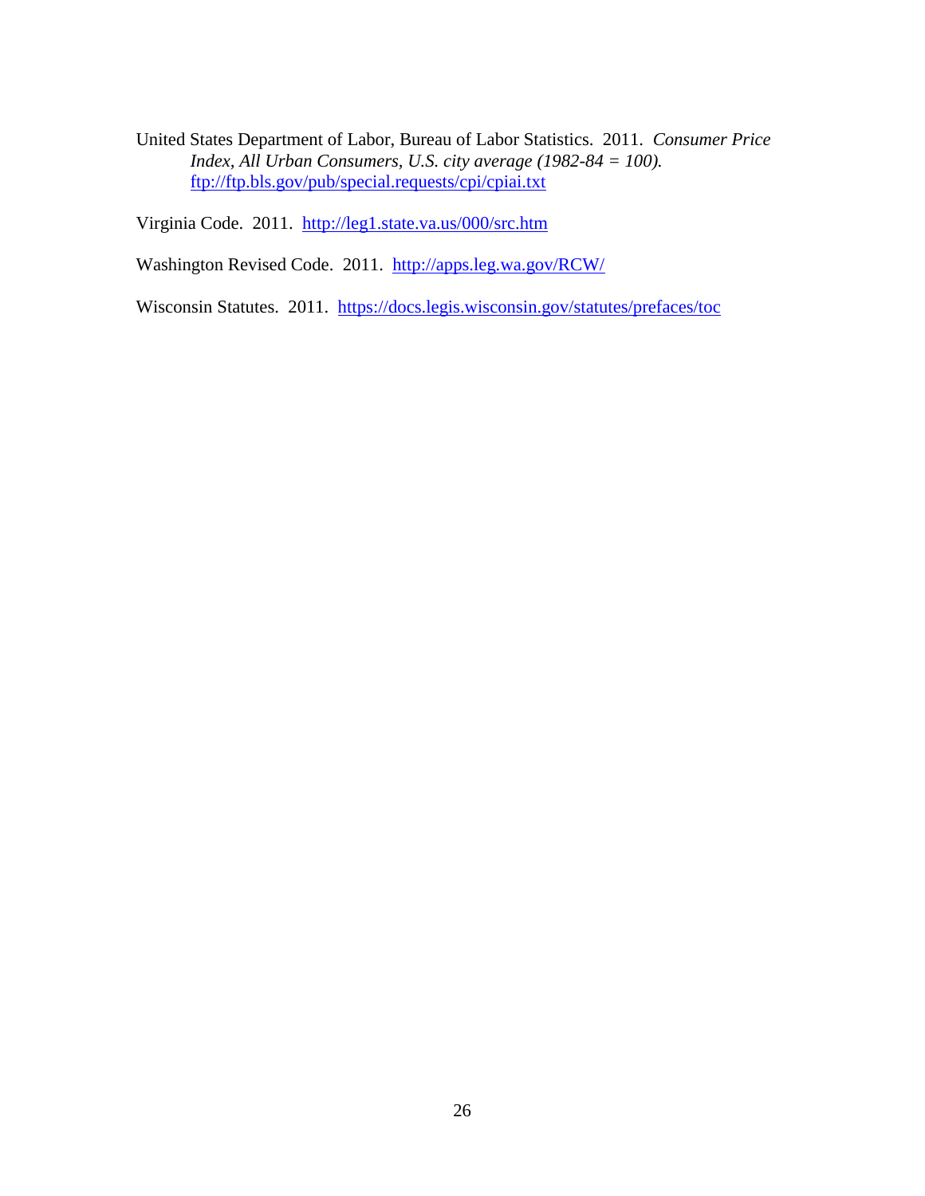United States Department of Labor, Bureau of Labor Statistics. 2011. *Consumer Price Index, All Urban Consumers, U.S. city average (1982-84 = 100).* ftp://ftp.bls.gov/pub/special.requests/cpi/cpiai.txt

Virginia Code. 2011. http://leg1.state.va.us/000/src.htm

Washington Revised Code. 2011. http://apps.leg.wa.gov/RCW/

Wisconsin Statutes. 2011. https://docs.legis.wisconsin.gov/statutes/prefaces/toc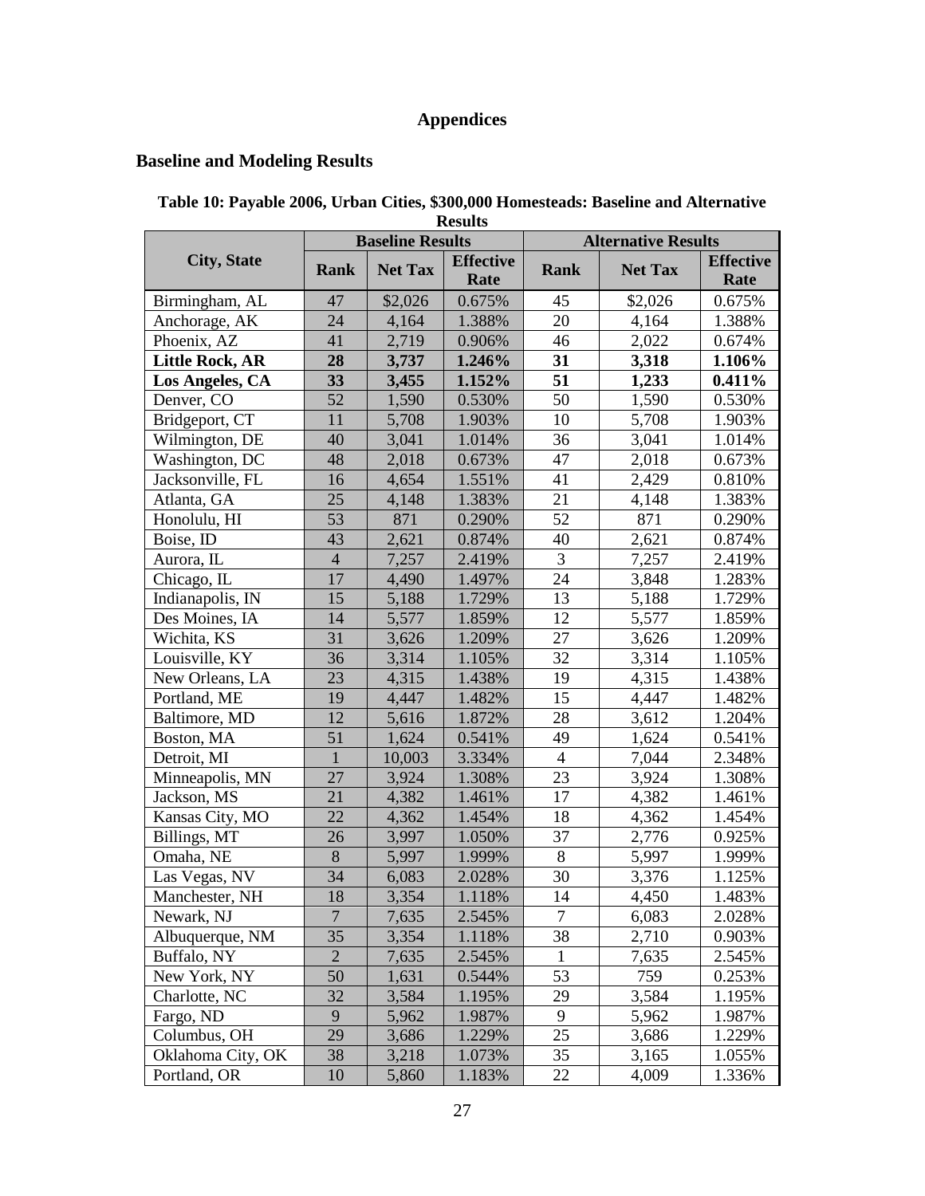# Appendices

## Baseline and Modeling Results

**Table 10: Payable 2006, Urban Cities, \$300,000 Homesteads: Baseline and Alternative Results**

| City, State | Baseline Results | | | Alternative Results | | |
|---|---|---|---|---|---|---|
| | Rank | Net Tax | Effective Rate | Rank | Net Tax | Effective Rate |
| Birmingham, AL | 47 | \$2,026 | 0.675% | 45 | \$2,026 | 0.675% |
| Anchorage, AK | 24 | 4,164 | 1.388% | 20 | 4,164 | 1.388% |
| Phoenix, AZ | 41 | 2,719 | 0.906% | 46 | 2,022 | 0.674% |
| **Little Rock, AR** | **28** | **3,737** | **1.246%** | **31** | **3,318** | **1.106%** |
| **Los Angeles, CA** | **33** | **3,455** | **1.152%** | **51** | **1,233** | **0.411%** |
| Denver, CO | 52 | 1,590 | 0.530% | 50 | 1,590 | 0.530% |
| Bridgeport, CT | 11 | 5,708 | 1.903% | 10 | 5,708 | 1.903% |
| Wilmington, DE | 40 | 3,041 | 1.014% | 36 | 3,041 | 1.014% |
| Washington, DC | 48 | 2,018 | 0.673% | 47 | 2,018 | 0.673% |
| Jacksonville, FL | 16 | 4,654 | 1.551% | 41 | 2,429 | 0.810% |
| Atlanta, GA | 25 | 4,148 | 1.383% | 21 | 4,148 | 1.383% |
| Honolulu, HI | 53 | 871 | 0.290% | 52 | 871 | 0.290% |
| Boise, ID | 43 | 2,621 | 0.874% | 40 | 2,621 | 0.874% |
| Aurora, IL | 4 | 7,257 | 2.419% | 3 | 7,257 | 2.419% |
| Chicago, IL | 17 | 4,490 | 1.497% | 24 | 3,848 | 1.283% |
| Indianapolis, IN | 15 | 5,188 | 1.729% | 13 | 5,188 | 1.729% |
| Des Moines, IA | 14 | 5,577 | 1.859% | 12 | 5,577 | 1.859% |
| Wichita, KS | 31 | 3,626 | 1.209% | 27 | 3,626 | 1.209% |
| Louisville, KY | 36 | 3,314 | 1.105% | 32 | 3,314 | 1.105% |
| New Orleans, LA | 23 | 4,315 | 1.438% | 19 | 4,315 | 1.438% |
| Portland, ME | 19 | 4,447 | 1.482% | 15 | 4,447 | 1.482% |
| Baltimore, MD | 12 | 5,616 | 1.872% | 28 | 3,612 | 1.204% |
| Boston, MA | 51 | 1,624 | 0.541% | 49 | 1,624 | 0.541% |
| Detroit, MI | 1 | 10,003 | 3.334% | 4 | 7,044 | 2.348% |
| Minneapolis, MN | 27 | 3,924 | 1.308% | 23 | 3,924 | 1.308% |
| Jackson, MS | 21 | 4,382 | 1.461% | 17 | 4,382 | 1.461% |
| Kansas City, MO | 22 | 4,362 | 1.454% | 18 | 4,362 | 1.454% |
| Billings, MT | 26 | 3,997 | 1.050% | 37 | 2,776 | 0.925% |
| Omaha, NE | 8 | 5,997 | 1.999% | 8 | 5,997 | 1.999% |
| Las Vegas, NV | 34 | 6,083 | 2.028% | 30 | 3,376 | 1.125% |
| Manchester, NH | 18 | 3,354 | 1.118% | 14 | 4,450 | 1.483% |
| Newark, NJ | 7 | 7,635 | 2.545% | 7 | 6,083 | 2.028% |
| Albuquerque, NM | 35 | 3,354 | 1.118% | 38 | 2,710 | 0.903% |
| Buffalo, NY | 2 | 7,635 | 2.545% | 1 | 7,635 | 2.545% |
| New York, NY | 50 | 1,631 | 0.544% | 53 | 759 | 0.253% |
| Charlotte, NC | 32 | 3,584 | 1.195% | 29 | 3,584 | 1.195% |
| Fargo, ND | 9 | 5,962 | 1.987% | 9 | 5,962 | 1.987% |
| Columbus, OH | 29 | 3,686 | 1.229% | 25 | 3,686 | 1.229% |
| Oklahoma City, OK | 38 | 3,218 | 1.073% | 35 | 3,165 | 1.055% |
| Portland, OR | 10 | 5,860 | 1.183% | 22 | 4,009 | 1.336% |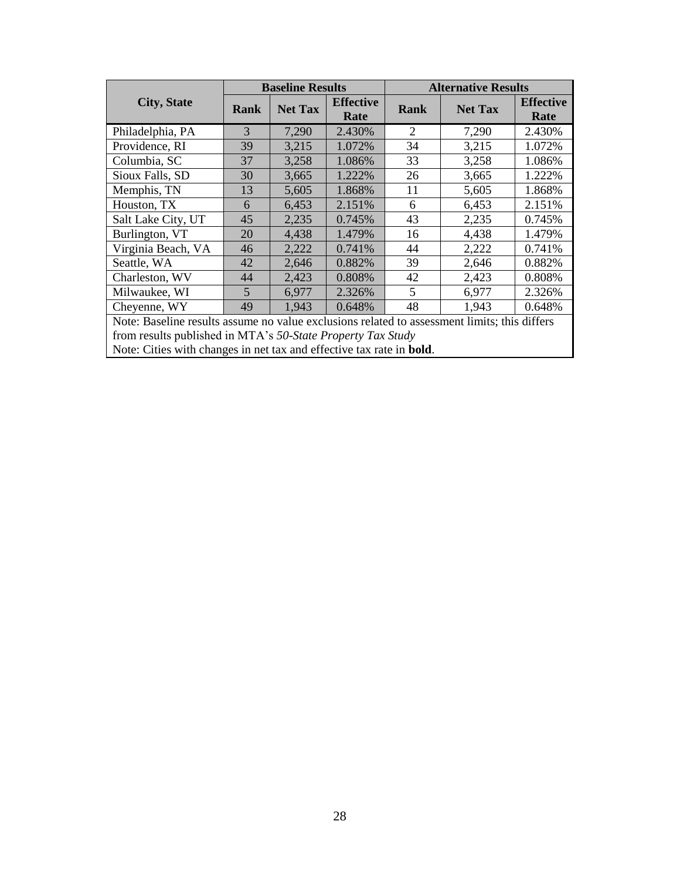| City, State | Baseline Results | | | Alternative Results | | |
|---|---|---|---|---|---|---|
| | Rank | Net Tax | Effective Rate | Rank | Net Tax | Effective Rate |
| Philadelphia, PA | 3 | 7,290 | 2.430% | 2 | 7,290 | 2.430% |
| Providence, RI | 39 | 3,215 | 1.072% | 34 | 3,215 | 1.072% |
| Columbia, SC | 37 | 3,258 | 1.086% | 33 | 3,258 | 1.086% |
| Sioux Falls, SD | 30 | 3,665 | 1.222% | 26 | 3,665 | 1.222% |
| Memphis, TN | 13 | 5,605 | 1.868% | 11 | 5,605 | 1.868% |
| Houston, TX | 6 | 6,453 | 2.151% | 6 | 6,453 | 2.151% |
| Salt Lake City, UT | 45 | 2,235 | 0.745% | 43 | 2,235 | 0.745% |
| Burlington, VT | 20 | 4,438 | 1.479% | 16 | 4,438 | 1.479% |
| Virginia Beach, VA | 46 | 2,222 | 0.741% | 44 | 2,222 | 0.741% |
| Seattle, WA | 42 | 2,646 | 0.882% | 39 | 2,646 | 0.882% |
| Charleston, WV | 44 | 2,423 | 0.808% | 42 | 2,423 | 0.808% |
| Milwaukee, WI | 5 | 6,977 | 2.326% | 5 | 6,977 | 2.326% |
| Cheyenne, WY | 49 | 1,943 | 0.648% | 48 | 1,943 | 0.648% |

Note: Baseline results assume no value exclusions related to assessment limits; this differs from results published in MTA's *50-State Property Tax Study*

Note: Cities with changes in net tax and effective tax rate in **bold**.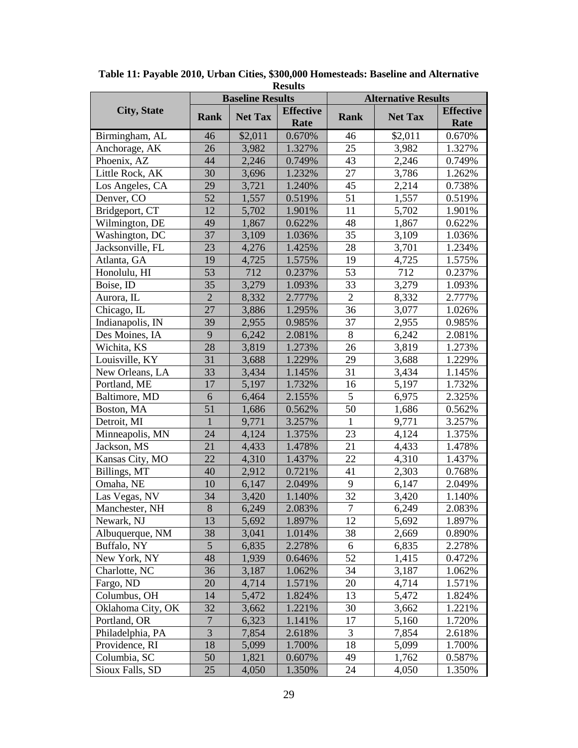**Table 11: Payable 2010, Urban Cities, \$300,000 Homesteads: Baseline and Alternative Results**

| City, State | Baseline Results | | | Alternative Results | | |
|---|---|---|---|---|---|---|
| | Rank | Net Tax | Effective Rate | Rank | Net Tax | Effective Rate |
| Birmingham, AL | 46 | $2,011 | 0.670% | 46 | $2,011 | 0.670% |
| Anchorage, AK | 26 | 3,982 | 1.327% | 25 | 3,982 | 1.327% |
| Phoenix, AZ | 44 | 2,246 | 0.749% | 43 | 2,246 | 0.749% |
| Little Rock, AK | 30 | 3,696 | 1.232% | 27 | 3,786 | 1.262% |
| Los Angeles, CA | 29 | 3,721 | 1.240% | 45 | 2,214 | 0.738% |
| Denver, CO | 52 | 1,557 | 0.519% | 51 | 1,557 | 0.519% |
| Bridgeport, CT | 12 | 5,702 | 1.901% | 11 | 5,702 | 1.901% |
| Wilmington, DE | 49 | 1,867 | 0.622% | 48 | 1,867 | 0.622% |
| Washington, DC | 37 | 3,109 | 1.036% | 35 | 3,109 | 1.036% |
| Jacksonville, FL | 23 | 4,276 | 1.425% | 28 | 3,701 | 1.234% |
| Atlanta, GA | 19 | 4,725 | 1.575% | 19 | 4,725 | 1.575% |
| Honolulu, HI | 53 | 712 | 0.237% | 53 | 712 | 0.237% |
| Boise, ID | 35 | 3,279 | 1.093% | 33 | 3,279 | 1.093% |
| Aurora, IL | 2 | 8,332 | 2.777% | 2 | 8,332 | 2.777% |
| Chicago, IL | 27 | 3,886 | 1.295% | 36 | 3,077 | 1.026% |
| Indianapolis, IN | 39 | 2,955 | 0.985% | 37 | 2,955 | 0.985% |
| Des Moines, IA | 9 | 6,242 | 2.081% | 8 | 6,242 | 2.081% |
| Wichita, KS | 28 | 3,819 | 1.273% | 26 | 3,819 | 1.273% |
| Louisville, KY | 31 | 3,688 | 1.229% | 29 | 3,688 | 1.229% |
| New Orleans, LA | 33 | 3,434 | 1.145% | 31 | 3,434 | 1.145% |
| Portland, ME | 17 | 5,197 | 1.732% | 16 | 5,197 | 1.732% |
| Baltimore, MD | 6 | 6,464 | 2.155% | 5 | 6,975 | 2.325% |
| Boston, MA | 51 | 1,686 | 0.562% | 50 | 1,686 | 0.562% |
| Detroit, MI | 1 | 9,771 | 3.257% | 1 | 9,771 | 3.257% |
| Minneapolis, MN | 24 | 4,124 | 1.375% | 23 | 4,124 | 1.375% |
| Jackson, MS | 21 | 4,433 | 1.478% | 21 | 4,433 | 1.478% |
| Kansas City, MO | 22 | 4,310 | 1.437% | 22 | 4,310 | 1.437% |
| Billings, MT | 40 | 2,912 | 0.721% | 41 | 2,303 | 0.768% |
| Omaha, NE | 10 | 6,147 | 2.049% | 9 | 6,147 | 2.049% |
| Las Vegas, NV | 34 | 3,420 | 1.140% | 32 | 3,420 | 1.140% |
| Manchester, NH | 8 | 6,249 | 2.083% | 7 | 6,249 | 2.083% |
| Newark, NJ | 13 | 5,692 | 1.897% | 12 | 5,692 | 1.897% |
| Albuquerque, NM | 38 | 3,041 | 1.014% | 38 | 2,669 | 0.890% |
| Buffalo, NY | 5 | 6,835 | 2.278% | 6 | 6,835 | 2.278% |
| New York, NY | 48 | 1,939 | 0.646% | 52 | 1,415 | 0.472% |
| Charlotte, NC | 36 | 3,187 | 1.062% | 34 | 3,187 | 1.062% |
| Fargo, ND | 20 | 4,714 | 1.571% | 20 | 4,714 | 1.571% |
| Columbus, OH | 14 | 5,472 | 1.824% | 13 | 5,472 | 1.824% |
| Oklahoma City, OK | 32 | 3,662 | 1.221% | 30 | 3,662 | 1.221% |
| Portland, OR | 7 | 6,323 | 1.141% | 17 | 5,160 | 1.720% |
| Philadelphia, PA | 3 | 7,854 | 2.618% | 3 | 7,854 | 2.618% |
| Providence, RI | 18 | 5,099 | 1.700% | 18 | 5,099 | 1.700% |
| Columbia, SC | 50 | 1,821 | 0.607% | 49 | 1,762 | 0.587% |
| Sioux Falls, SD | 25 | 4,050 | 1.350% | 24 | 4,050 | 1.350% |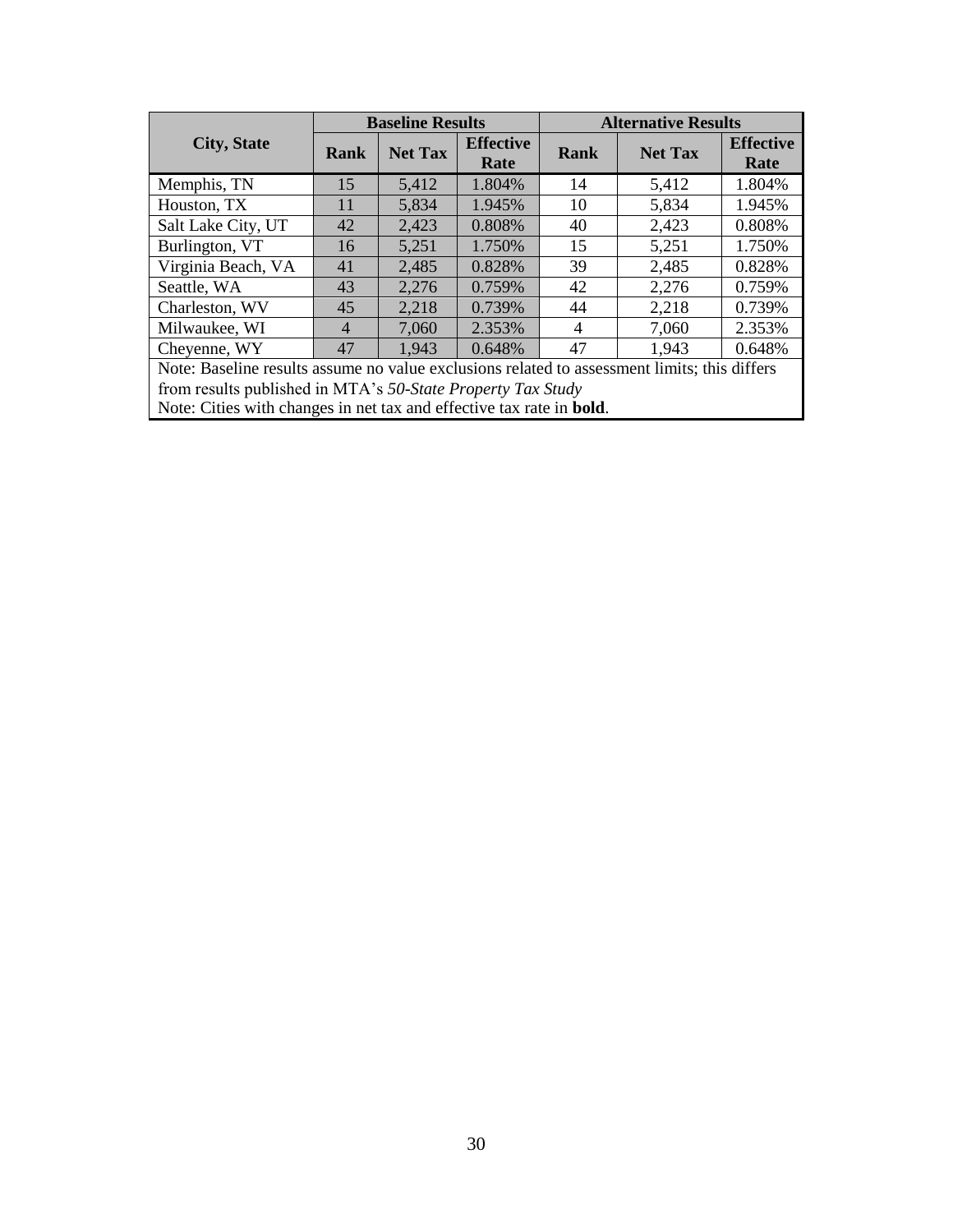| City, State | Baseline Results | | | Alternative Results | | |
|---|---|---|---|---|---|---|
| | Rank | Net Tax | Effective Rate | Rank | Net Tax | Effective Rate |
| Memphis, TN | 15 | 5,412 | 1.804% | 14 | 5,412 | 1.804% |
| Houston, TX | 11 | 5,834 | 1.945% | 10 | 5,834 | 1.945% |
| Salt Lake City, UT | 42 | 2,423 | 0.808% | 40 | 2,423 | 0.808% |
| Burlington, VT | 16 | 5,251 | 1.750% | 15 | 5,251 | 1.750% |
| Virginia Beach, VA | 41 | 2,485 | 0.828% | 39 | 2,485 | 0.828% |
| Seattle, WA | 43 | 2,276 | 0.759% | 42 | 2,276 | 0.759% |
| Charleston, WV | 45 | 2,218 | 0.739% | 44 | 2,218 | 0.739% |
| Milwaukee, WI | 4 | 7,060 | 2.353% | 4 | 7,060 | 2.353% |
| Cheyenne, WY | 47 | 1,943 | 0.648% | 47 | 1,943 | 0.648% |

Note: Baseline results assume no value exclusions related to assessment limits; this differs from results published in MTA's *50-State Property Tax Study*

Note: Cities with changes in net tax and effective tax rate in **bold**.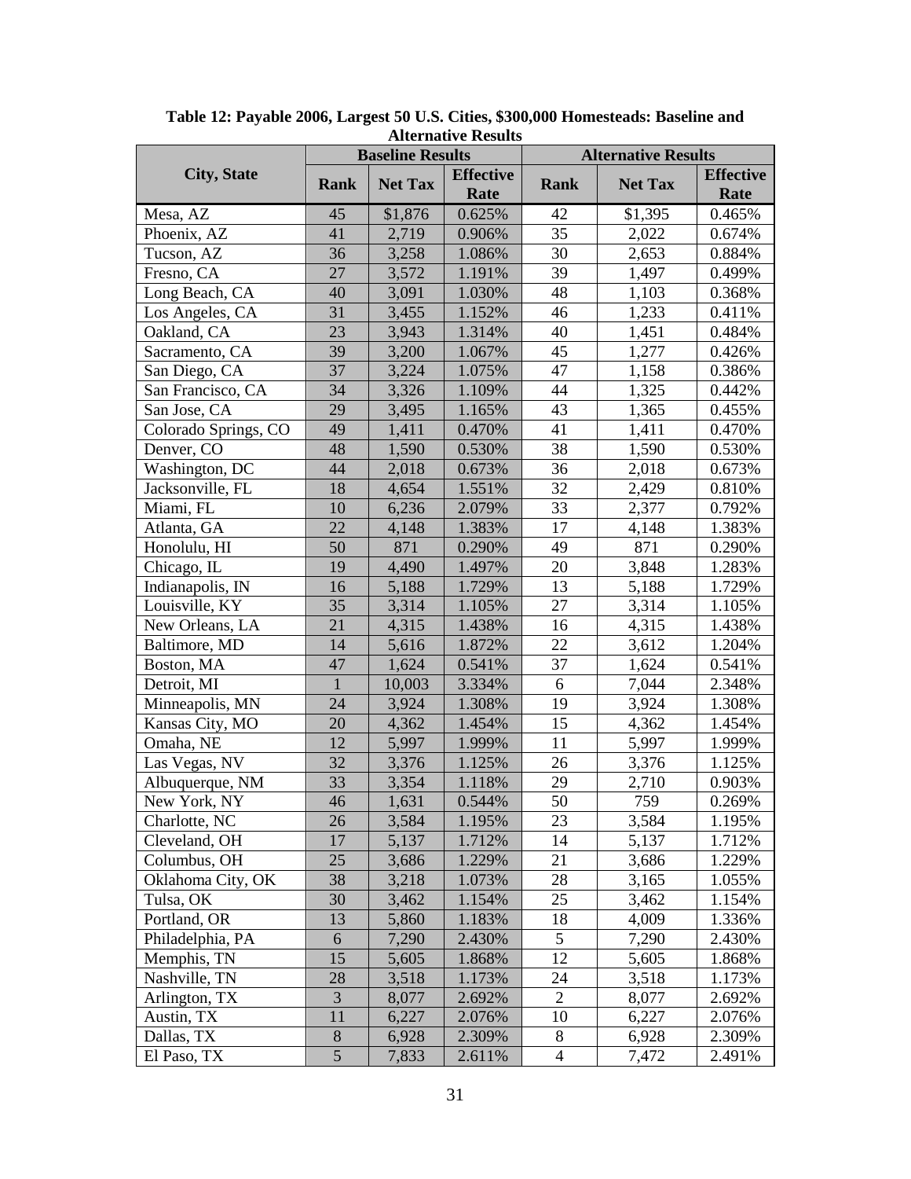**Table 12: Payable 2006, Largest 50 U.S. Cities, \$300,000 Homesteads: Baseline and Alternative Results**

| City, State | Baseline Results | | | Alternative Results | | |
|---|---|---|---|---|---|---|
| | Rank | Net Tax | Effective Rate | Rank | Net Tax | Effective Rate |
| Mesa, AZ | 45 | \$1,876 | 0.625% | 42 | \$1,395 | 0.465% |
| Phoenix, AZ | 41 | 2,719 | 0.906% | 35 | 2,022 | 0.674% |
| Tucson, AZ | 36 | 3,258 | 1.086% | 30 | 2,653 | 0.884% |
| Fresno, CA | 27 | 3,572 | 1.191% | 39 | 1,497 | 0.499% |
| Long Beach, CA | 40 | 3,091 | 1.030% | 48 | 1,103 | 0.368% |
| Los Angeles, CA | 31 | 3,455 | 1.152% | 46 | 1,233 | 0.411% |
| Oakland, CA | 23 | 3,943 | 1.314% | 40 | 1,451 | 0.484% |
| Sacramento, CA | 39 | 3,200 | 1.067% | 45 | 1,277 | 0.426% |
| San Diego, CA | 37 | 3,224 | 1.075% | 47 | 1,158 | 0.386% |
| San Francisco, CA | 34 | 3,326 | 1.109% | 44 | 1,325 | 0.442% |
| San Jose, CA | 29 | 3,495 | 1.165% | 43 | 1,365 | 0.455% |
| Colorado Springs, CO | 49 | 1,411 | 0.470% | 41 | 1,411 | 0.470% |
| Denver, CO | 48 | 1,590 | 0.530% | 38 | 1,590 | 0.530% |
| Washington, DC | 44 | 2,018 | 0.673% | 36 | 2,018 | 0.673% |
| Jacksonville, FL | 18 | 4,654 | 1.551% | 32 | 2,429 | 0.810% |
| Miami, FL | 10 | 6,236 | 2.079% | 33 | 2,377 | 0.792% |
| Atlanta, GA | 22 | 4,148 | 1.383% | 17 | 4,148 | 1.383% |
| Honolulu, HI | 50 | 871 | 0.290% | 49 | 871 | 0.290% |
| Chicago, IL | 19 | 4,490 | 1.497% | 20 | 3,848 | 1.283% |
| Indianapolis, IN | 16 | 5,188 | 1.729% | 13 | 5,188 | 1.729% |
| Louisville, KY | 35 | 3,314 | 1.105% | 27 | 3,314 | 1.105% |
| New Orleans, LA | 21 | 4,315 | 1.438% | 16 | 4,315 | 1.438% |
| Baltimore, MD | 14 | 5,616 | 1.872% | 22 | 3,612 | 1.204% |
| Boston, MA | 47 | 1,624 | 0.541% | 37 | 1,624 | 0.541% |
| Detroit, MI | 1 | 10,003 | 3.334% | 6 | 7,044 | 2.348% |
| Minneapolis, MN | 24 | 3,924 | 1.308% | 19 | 3,924 | 1.308% |
| Kansas City, MO | 20 | 4,362 | 1.454% | 15 | 4,362 | 1.454% |
| Omaha, NE | 12 | 5,997 | 1.999% | 11 | 5,997 | 1.999% |
| Las Vegas, NV | 32 | 3,376 | 1.125% | 26 | 3,376 | 1.125% |
| Albuquerque, NM | 33 | 3,354 | 1.118% | 29 | 2,710 | 0.903% |
| New York, NY | 46 | 1,631 | 0.544% | 50 | 759 | 0.269% |
| Charlotte, NC | 26 | 3,584 | 1.195% | 23 | 3,584 | 1.195% |
| Cleveland, OH | 17 | 5,137 | 1.712% | 14 | 5,137 | 1.712% |
| Columbus, OH | 25 | 3,686 | 1.229% | 21 | 3,686 | 1.229% |
| Oklahoma City, OK | 38 | 3,218 | 1.073% | 28 | 3,165 | 1.055% |
| Tulsa, OK | 30 | 3,462 | 1.154% | 25 | 3,462 | 1.154% |
| Portland, OR | 13 | 5,860 | 1.183% | 18 | 4,009 | 1.336% |
| Philadelphia, PA | 6 | 7,290 | 2.430% | 5 | 7,290 | 2.430% |
| Memphis, TN | 15 | 5,605 | 1.868% | 12 | 5,605 | 1.868% |
| Nashville, TN | 28 | 3,518 | 1.173% | 24 | 3,518 | 1.173% |
| Arlington, TX | 3 | 8,077 | 2.692% | 2 | 8,077 | 2.692% |
| Austin, TX | 11 | 6,227 | 2.076% | 10 | 6,227 | 2.076% |
| Dallas, TX | 8 | 6,928 | 2.309% | 8 | 6,928 | 2.309% |
| El Paso, TX | 5 | 7,833 | 2.611% | 4 | 7,472 | 2.491% |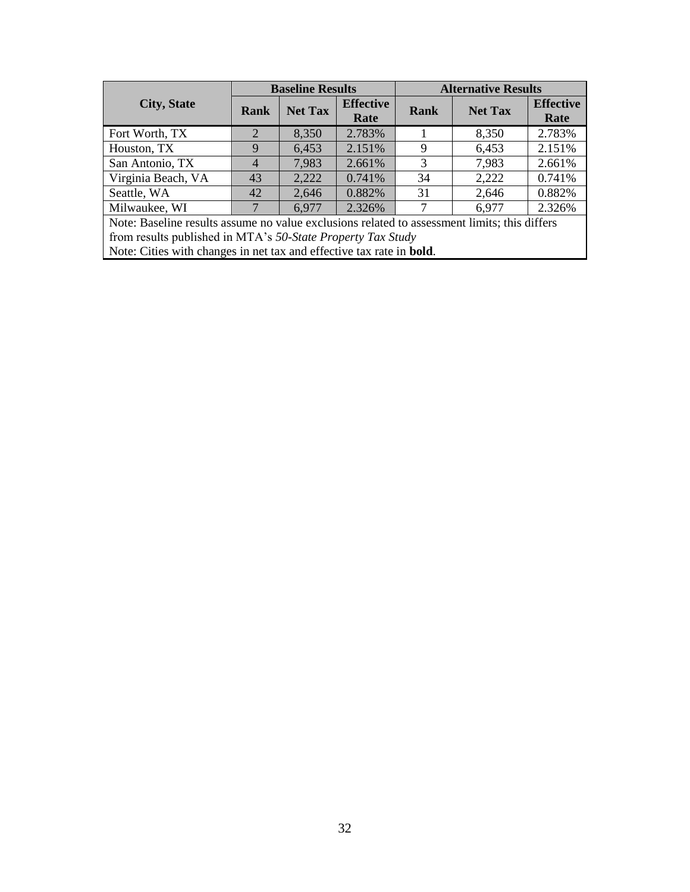| City, State | Baseline Results | | | Alternative Results | | |
|---|---|---|---|---|---|---|
| | Rank | Net Tax | Effective Rate | Rank | Net Tax | Effective Rate |
| Fort Worth, TX | 2 | 8,350 | 2.783% | 1 | 8,350 | 2.783% |
| Houston, TX | 9 | 6,453 | 2.151% | 9 | 6,453 | 2.151% |
| San Antonio, TX | 4 | 7,983 | 2.661% | 3 | 7,983 | 2.661% |
| Virginia Beach, VA | 43 | 2,222 | 0.741% | 34 | 2,222 | 0.741% |
| Seattle, WA | 42 | 2,646 | 0.882% | 31 | 2,646 | 0.882% |
| Milwaukee, WI | 7 | 6,977 | 2.326% | 7 | 6,977 | 2.326% |

Note: Baseline results assume no value exclusions related to assessment limits; this differs from results published in MTA's *50-State Property Tax Study*

Note: Cities with changes in net tax and effective tax rate in **bold**.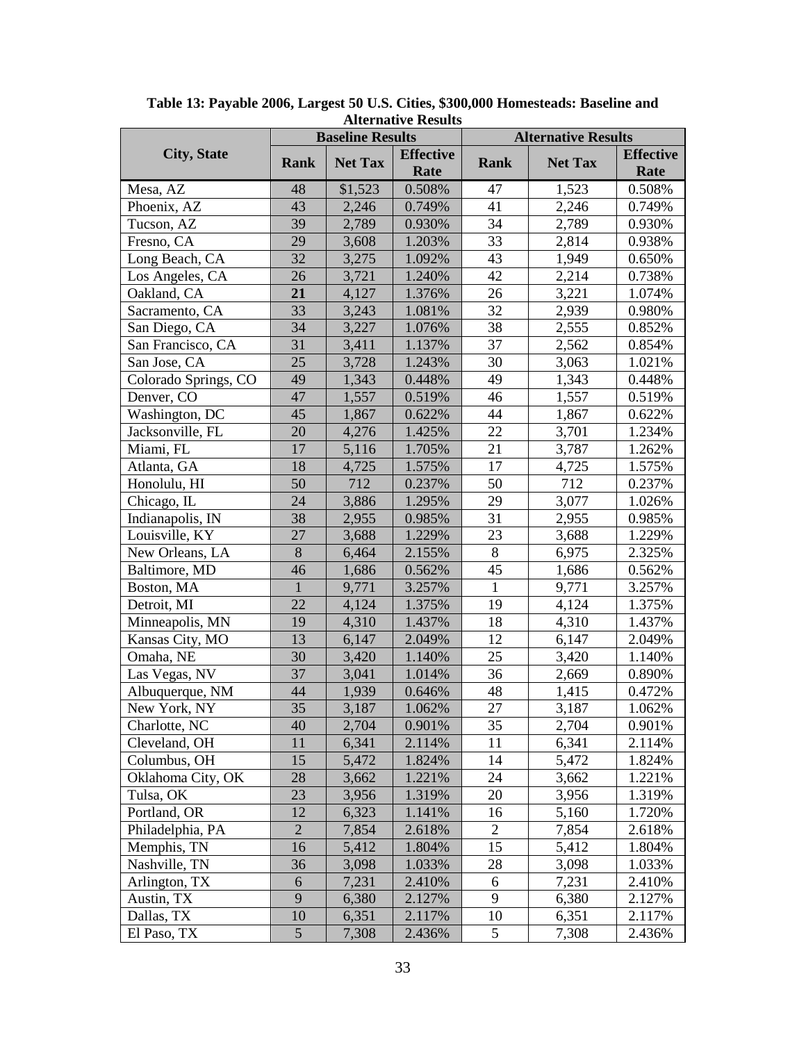**Table 13: Payable 2006, Largest 50 U.S. Cities, \$300,000 Homesteads: Baseline and Alternative Results**

| City, State | Baseline Results | | | Alternative Results | | |
|---|---|---|---|---|---|---|
| | Rank | Net Tax | Effective Rate | Rank | Net Tax | Effective Rate |
| Mesa, AZ | 48 | \$1,523 | 0.508% | 47 | 1,523 | 0.508% |
| Phoenix, AZ | 43 | 2,246 | 0.749% | 41 | 2,246 | 0.749% |
| Tucson, AZ | 39 | 2,789 | 0.930% | 34 | 2,789 | 0.930% |
| Fresno, CA | 29 | 3,608 | 1.203% | 33 | 2,814 | 0.938% |
| Long Beach, CA | 32 | 3,275 | 1.092% | 43 | 1,949 | 0.650% |
| Los Angeles, CA | 26 | 3,721 | 1.240% | 42 | 2,214 | 0.738% |
| Oakland, CA | **21** | 4,127 | 1.376% | 26 | 3,221 | 1.074% |
| Sacramento, CA | 33 | 3,243 | 1.081% | 32 | 2,939 | 0.980% |
| San Diego, CA | 34 | 3,227 | 1.076% | 38 | 2,555 | 0.852% |
| San Francisco, CA | 31 | 3,411 | 1.137% | 37 | 2,562 | 0.854% |
| San Jose, CA | 25 | 3,728 | 1.243% | 30 | 3,063 | 1.021% |
| Colorado Springs, CO | 49 | 1,343 | 0.448% | 49 | 1,343 | 0.448% |
| Denver, CO | 47 | 1,557 | 0.519% | 46 | 1,557 | 0.519% |
| Washington, DC | 45 | 1,867 | 0.622% | 44 | 1,867 | 0.622% |
| Jacksonville, FL | 20 | 4,276 | 1.425% | 22 | 3,701 | 1.234% |
| Miami, FL | 17 | 5,116 | 1.705% | 21 | 3,787 | 1.262% |
| Atlanta, GA | 18 | 4,725 | 1.575% | 17 | 4,725 | 1.575% |
| Honolulu, HI | 50 | 712 | 0.237% | 50 | 712 | 0.237% |
| Chicago, IL | 24 | 3,886 | 1.295% | 29 | 3,077 | 1.026% |
| Indianapolis, IN | 38 | 2,955 | 0.985% | 31 | 2,955 | 0.985% |
| Louisville, KY | 27 | 3,688 | 1.229% | 23 | 3,688 | 1.229% |
| New Orleans, LA | 8 | 6,464 | 2.155% | 8 | 6,975 | 2.325% |
| Baltimore, MD | 46 | 1,686 | 0.562% | 45 | 1,686 | 0.562% |
| Boston, MA | 1 | 9,771 | 3.257% | 1 | 9,771 | 3.257% |
| Detroit, MI | 22 | 4,124 | 1.375% | 19 | 4,124 | 1.375% |
| Minneapolis, MN | 19 | 4,310 | 1.437% | 18 | 4,310 | 1.437% |
| Kansas City, MO | 13 | 6,147 | 2.049% | 12 | 6,147 | 2.049% |
| Omaha, NE | 30 | 3,420 | 1.140% | 25 | 3,420 | 1.140% |
| Las Vegas, NV | 37 | 3,041 | 1.014% | 36 | 2,669 | 0.890% |
| Albuquerque, NM | 44 | 1,939 | 0.646% | 48 | 1,415 | 0.472% |
| New York, NY | 35 | 3,187 | 1.062% | 27 | 3,187 | 1.062% |
| Charlotte, NC | 40 | 2,704 | 0.901% | 35 | 2,704 | 0.901% |
| Cleveland, OH | 11 | 6,341 | 2.114% | 11 | 6,341 | 2.114% |
| Columbus, OH | 15 | 5,472 | 1.824% | 14 | 5,472 | 1.824% |
| Oklahoma City, OK | 28 | 3,662 | 1.221% | 24 | 3,662 | 1.221% |
| Tulsa, OK | 23 | 3,956 | 1.319% | 20 | 3,956 | 1.319% |
| Portland, OR | 12 | 6,323 | 1.141% | 16 | 5,160 | 1.720% |
| Philadelphia, PA | 2 | 7,854 | 2.618% | 2 | 7,854 | 2.618% |
| Memphis, TN | 16 | 5,412 | 1.804% | 15 | 5,412 | 1.804% |
| Nashville, TN | 36 | 3,098 | 1.033% | 28 | 3,098 | 1.033% |
| Arlington, TX | 6 | 7,231 | 2.410% | 6 | 7,231 | 2.410% |
| Austin, TX | 9 | 6,380 | 2.127% | 9 | 6,380 | 2.127% |
| Dallas, TX | 10 | 6,351 | 2.117% | 10 | 6,351 | 2.117% |
| El Paso, TX | 5 | 7,308 | 2.436% | 5 | 7,308 | 2.436% |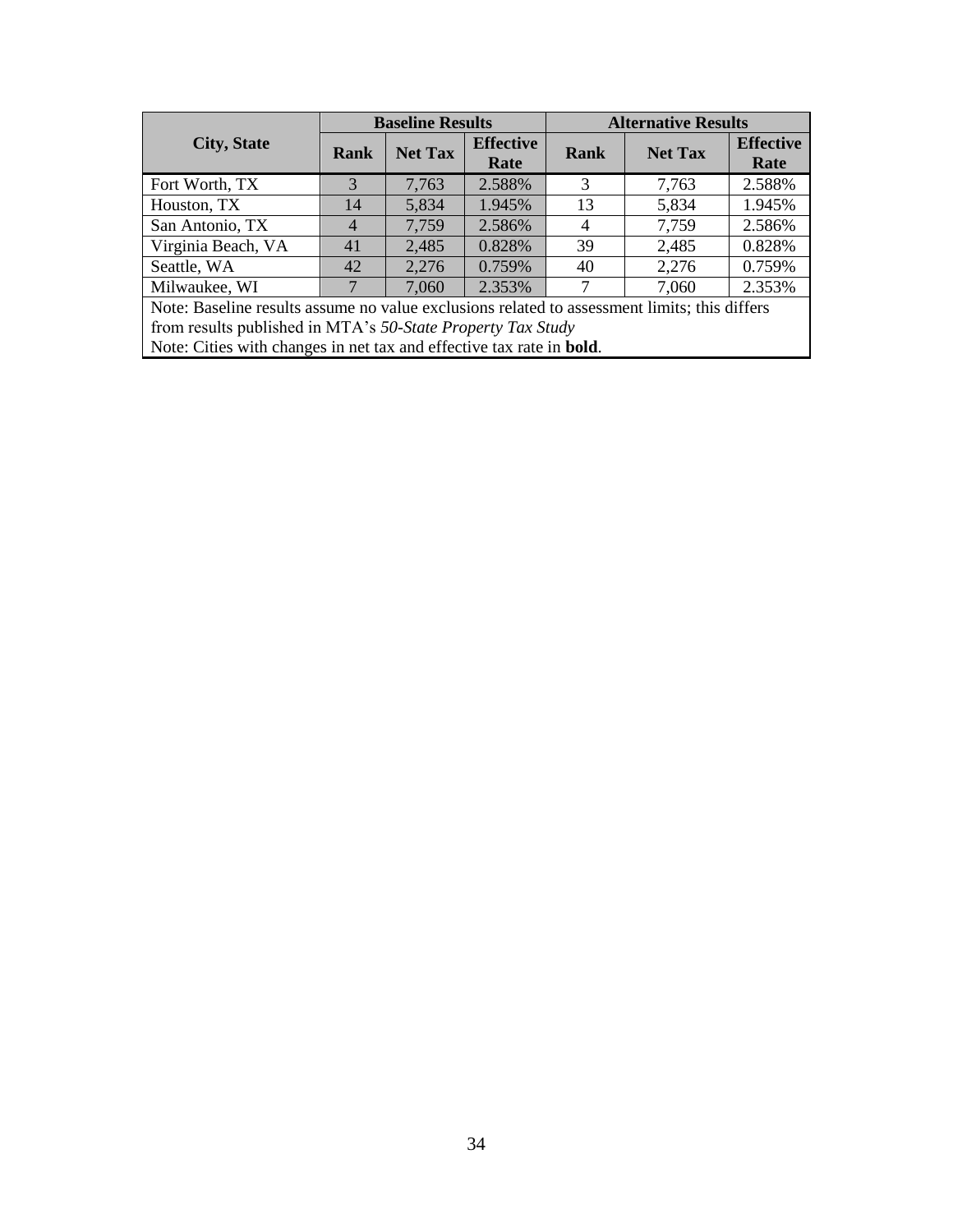| City, State | Baseline Results | | | Alternative Results | | |
|---|---|---|---|---|---|---|
| | Rank | Net Tax | Effective Rate | Rank | Net Tax | Effective Rate |
| Fort Worth, TX | 3 | 7,763 | 2.588% | 3 | 7,763 | 2.588% |
| Houston, TX | 14 | 5,834 | 1.945% | 13 | 5,834 | 1.945% |
| San Antonio, TX | 4 | 7,759 | 2.586% | 4 | 7,759 | 2.586% |
| Virginia Beach, VA | 41 | 2,485 | 0.828% | 39 | 2,485 | 0.828% |
| Seattle, WA | 42 | 2,276 | 0.759% | 40 | 2,276 | 0.759% |
| Milwaukee, WI | 7 | 7,060 | 2.353% | 7 | 7,060 | 2.353% |

Note: Baseline results assume no value exclusions related to assessment limits; this differs from results published in MTA's *50-State Property Tax Study*

Note: Cities with changes in net tax and effective tax rate in **bold**.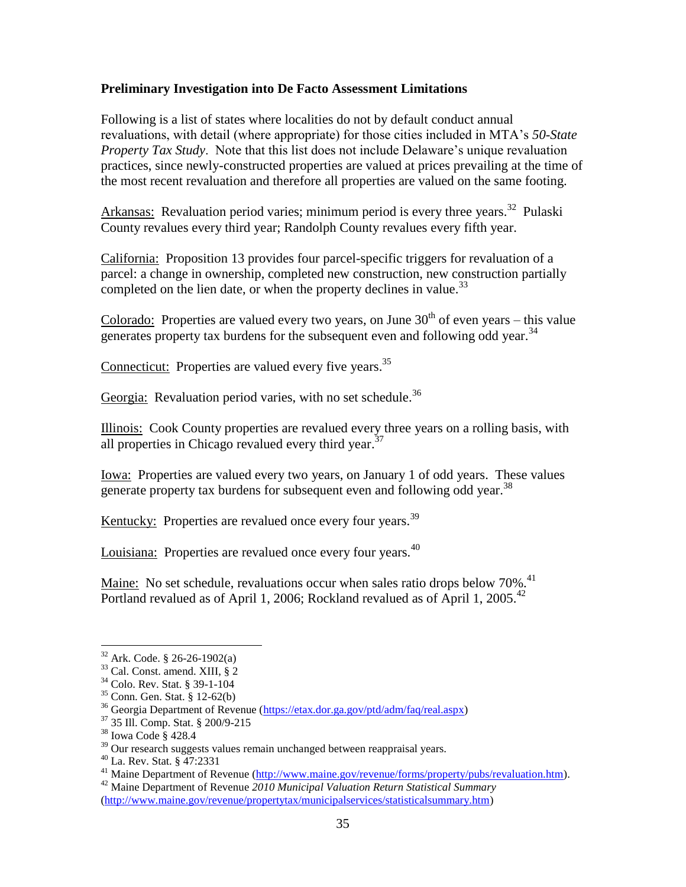**Preliminary Investigation into De Facto Assessment Limitations**

Following is a list of states where localities do not by default conduct annual revaluations, with detail (where appropriate) for those cities included in MTA's *50-State Property Tax Study*. Note that this list does not include Delaware's unique revaluation practices, since newly-constructed properties are valued at prices prevailing at the time of the most recent revaluation and therefore all properties are valued on the same footing.

Arkansas: Revaluation period varies; minimum period is every three years.[32] Pulaski County revalues every third year; Randolph County revalues every fifth year.

California: Proposition 13 provides four parcel-specific triggers for revaluation of a parcel: a change in ownership, completed new construction, new construction partially completed on the lien date, or when the property declines in value.[33]

Colorado: Properties are valued every two years, on June 30th of even years – this value generates property tax burdens for the subsequent even and following odd year.[34]

Connecticut: Properties are valued every five years.[35]

Georgia: Revaluation period varies, with no set schedule.[36]

Illinois: Cook County properties are revalued every three years on a rolling basis, with all properties in Chicago revalued every third year.[37]

Iowa: Properties are valued every two years, on January 1 of odd years. These values generate property tax burdens for subsequent even and following odd year.[38]

Kentucky: Properties are revalued once every four years.[39]

Louisiana: Properties are revalued once every four years.[40]

Maine: No set schedule, revaluations occur when sales ratio drops below 70%.[41] Portland revalued as of April 1, 2006; Rockland revalued as of April 1, 2005.[42]

---

[32] Ark. Code. § 26-26-1902(a)
[33] Cal. Const. amend. XIII, § 2
[34] Colo. Rev. Stat. § 39-1-104
[35] Conn. Gen. Stat. § 12-62(b)
[36] Georgia Department of Revenue (https://etax.dor.ga.gov/ptd/adm/faq/real.aspx)
[37] 35 Ill. Comp. Stat. § 200/9-215
[38] Iowa Code § 428.4
[39] Our research suggests values remain unchanged between reappraisal years.
[40] La. Rev. Stat. § 47:2331
[41] Maine Department of Revenue (http://www.maine.gov/revenue/forms/property/pubs/revaluation.htm).
[42] Maine Department of Revenue *2010 Municipal Valuation Return Statistical Summary* (http://www.maine.gov/revenue/propertytax/municipalservices/statisticalsummary.htm)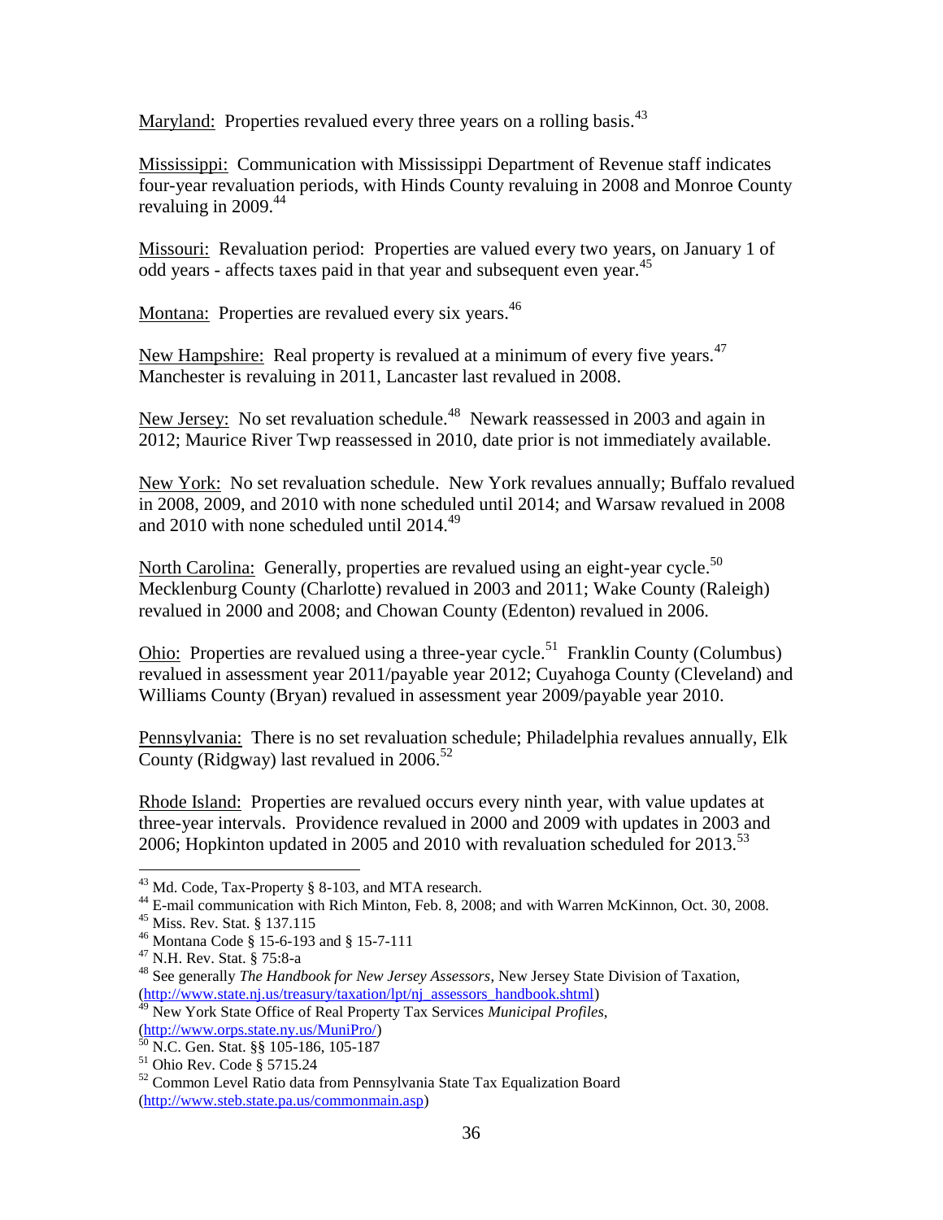Maryland: Properties revalued every three years on a rolling basis.[43]

Mississippi: Communication with Mississippi Department of Revenue staff indicates four-year revaluation periods, with Hinds County revaluing in 2008 and Monroe County revaluing in 2009.[44]

Missouri: Revaluation period: Properties are valued every two years, on January 1 of odd years - affects taxes paid in that year and subsequent even year.[45]

Montana: Properties are revalued every six years.[46]

New Hampshire: Real property is revalued at a minimum of every five years.[47] Manchester is revaluing in 2011, Lancaster last revalued in 2008.

New Jersey: No set revaluation schedule.[48] Newark reassessed in 2003 and again in 2012; Maurice River Twp reassessed in 2010, date prior is not immediately available.

New York: No set revaluation schedule. New York revalues annually; Buffalo revalued in 2008, 2009, and 2010 with none scheduled until 2014; and Warsaw revalued in 2008 and 2010 with none scheduled until 2014.[49]

North Carolina: Generally, properties are revalued using an eight-year cycle.[50] Mecklenburg County (Charlotte) revalued in 2003 and 2011; Wake County (Raleigh) revalued in 2000 and 2008; and Chowan County (Edenton) revalued in 2006.

Ohio: Properties are revalued using a three-year cycle.[51] Franklin County (Columbus) revalued in assessment year 2011/payable year 2012; Cuyahoga County (Cleveland) and Williams County (Bryan) revalued in assessment year 2009/payable year 2010.

Pennsylvania: There is no set revaluation schedule; Philadelphia revalues annually, Elk County (Ridgway) last revalued in 2006.[52]

Rhode Island: Properties are revalued occurs every ninth year, with value updates at three-year intervals. Providence revalued in 2000 and 2009 with updates in 2003 and 2006; Hopkinton updated in 2005 and 2010 with revaluation scheduled for 2013.[53]

---

[43] Md. Code, Tax-Property § 8-103, and MTA research.

[44] E-mail communication with Rich Minton, Feb. 8, 2008; and with Warren McKinnon, Oct. 30, 2008.

[45] Miss. Rev. Stat. § 137.115

[46] Montana Code § 15-6-193 and § 15-7-111

[47] N.H. Rev. Stat. § 75:8-a

[48] See generally *The Handbook for New Jersey Assessors*, New Jersey State Division of Taxation, (http://www.state.nj.us/treasury/taxation/lpt/nj_assessors_handbook.shtml)

[49] New York State Office of Real Property Tax Services *Municipal Profiles*, (http://www.orps.state.ny.us/MuniPro/)

[50] N.C. Gen. Stat. §§ 105-186, 105-187

[51] Ohio Rev. Code § 5715.24

[52] Common Level Ratio data from Pennsylvania State Tax Equalization Board (http://www.steb.state.pa.us/commonmain.asp)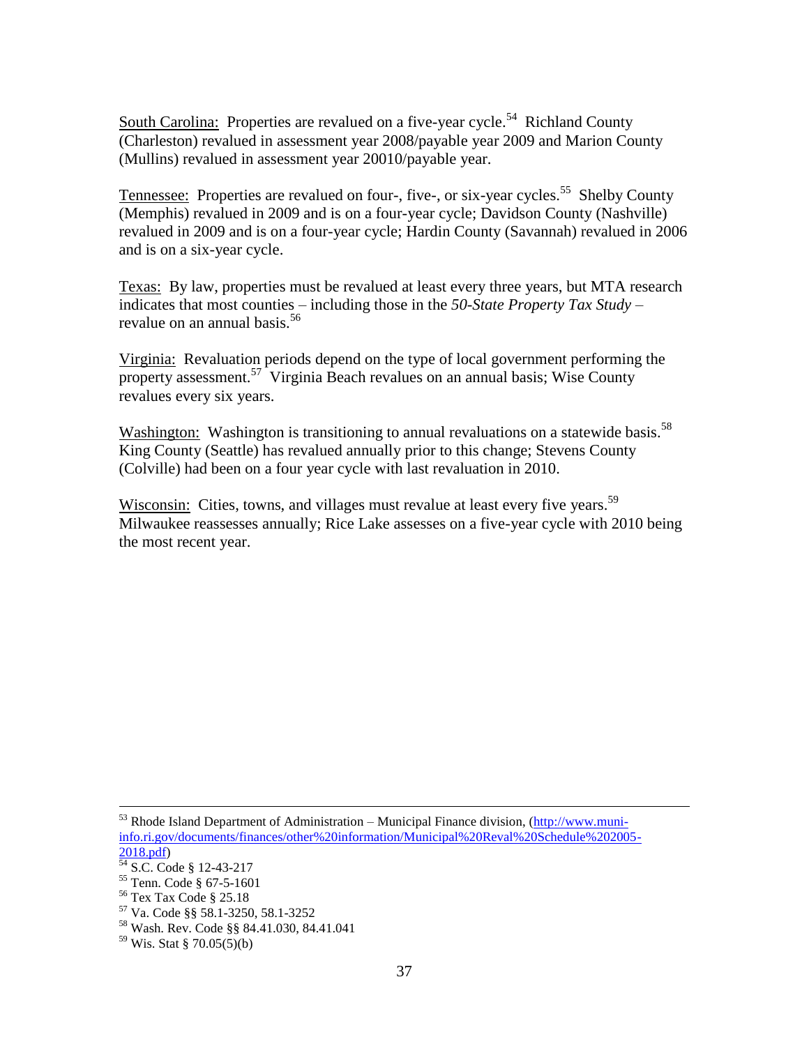<u>South Carolina:</u> Properties are revalued on a five-year cycle.[54] Richland County (Charleston) revalued in assessment year 2008/payable year 2009 and Marion County (Mullins) revalued in assessment year 20010/payable year.

<u>Tennessee:</u> Properties are revalued on four-, five-, or six-year cycles.[55] Shelby County (Memphis) revalued in 2009 and is on a four-year cycle; Davidson County (Nashville) revalued in 2009 and is on a four-year cycle; Hardin County (Savannah) revalued in 2006 and is on a six-year cycle.

<u>Texas:</u> By law, properties must be revalued at least every three years, but MTA research indicates that most counties – including those in the *50-State Property Tax Study* – revalue on an annual basis.[56]

<u>Virginia:</u> Revaluation periods depend on the type of local government performing the property assessment.[57] Virginia Beach revalues on an annual basis; Wise County revalues every six years.

<u>Washington:</u> Washington is transitioning to annual revaluations on a statewide basis.[58] King County (Seattle) has revalued annually prior to this change; Stevens County (Colville) had been on a four year cycle with last revaluation in 2010.

<u>Wisconsin:</u> Cities, towns, and villages must revalue at least every five years.[59] Milwaukee reassesses annually; Rice Lake assesses on a five-year cycle with 2010 being the most recent year.

---

[53] Rhode Island Department of Administration – Municipal Finance division, (http://www.muni-info.ri.gov/documents/finances/other%20information/Municipal%20Reval%20Schedule%202005-2018.pdf)

[54] S.C. Code § 12-43-217

[55] Tenn. Code § 67-5-1601

[56] Tex Tax Code § 25.18

[57] Va. Code §§ 58.1-3250, 58.1-3252

[58] Wash. Rev. Code §§ 84.41.030, 84.41.041

[59] Wis. Stat § 70.05(5)(b)